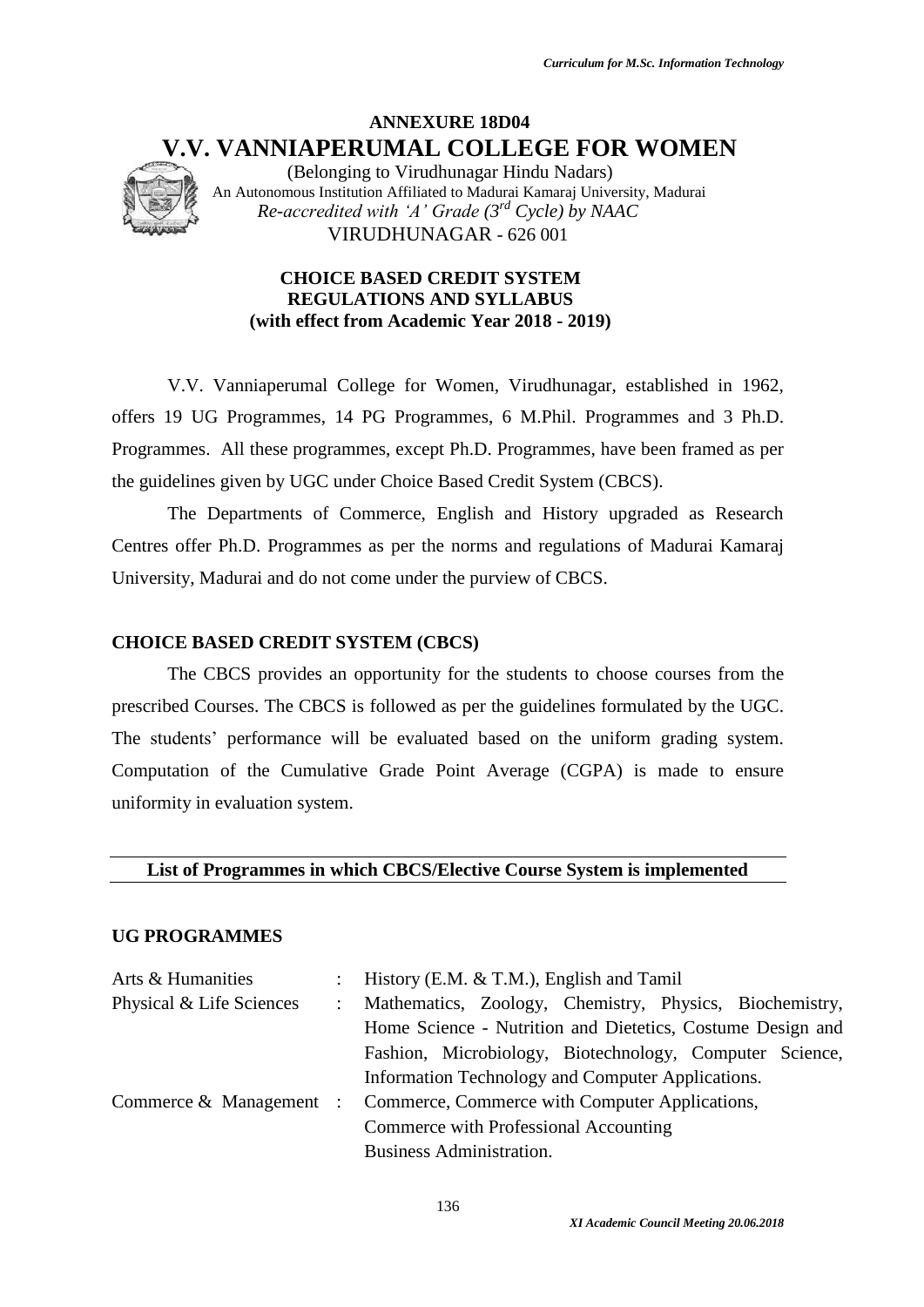# ANNEXURE 18D04

# V.V. VANNIAPERUMAL COLLEGE FOR WOMEN

(Belonging to Virudhunagar Hindu Nadars)
An Autonomous Institution Affiliated to Madurai Kamaraj University, Madurai
*Re-accredited with 'A' Grade (3rd Cycle) by NAAC*
VIRUDHUNAGAR - 626 001

**CHOICE BASED CREDIT SYSTEM**
**REGULATIONS AND SYLLABUS**
**(with effect from Academic Year 2018 - 2019)**

V.V. Vanniaperumal College for Women, Virudhunagar, established in 1962, offers 19 UG Programmes, 14 PG Programmes, 6 M.Phil. Programmes and 3 Ph.D. Programmes. All these programmes, except Ph.D. Programmes, have been framed as per the guidelines given by UGC under Choice Based Credit System (CBCS).

The Departments of Commerce, English and History upgraded as Research Centres offer Ph.D. Programmes as per the norms and regulations of Madurai Kamaraj University, Madurai and do not come under the purview of CBCS.

## CHOICE BASED CREDIT SYSTEM (CBCS)

The CBCS provides an opportunity for the students to choose courses from the prescribed Courses. The CBCS is followed as per the guidelines formulated by the UGC. The students' performance will be evaluated based on the uniform grading system. Computation of the Cumulative Grade Point Average (CGPA) is made to ensure uniformity in evaluation system.

## List of Programmes in which CBCS/Elective Course System is implemented

### UG PROGRAMMES

| | | |
|---|---|---|
| Arts & Humanities | : | History (E.M. & T.M.), English and Tamil |
| Physical & Life Sciences | : | Mathematics, Zoology, Chemistry, Physics, Biochemistry, Home Science - Nutrition and Dietetics, Costume Design and Fashion, Microbiology, Biotechnology, Computer Science, Information Technology and Computer Applications. |
| Commerce & Management | : | Commerce, Commerce with Computer Applications, Commerce with Professional Accounting Business Administration. |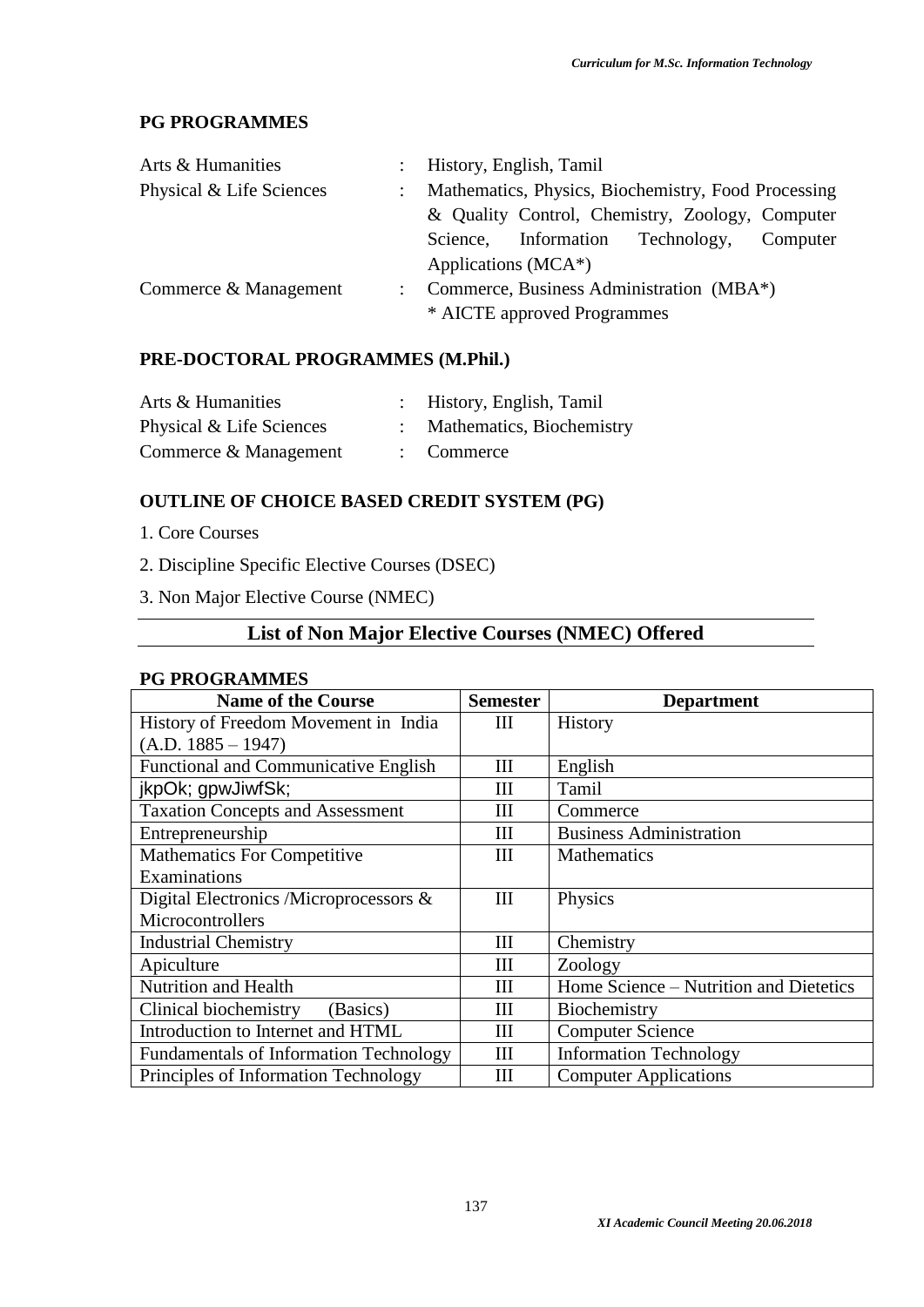## PG PROGRAMMES

| | | |
|---|---|---|
| Arts & Humanities | : | History, English, Tamil |
| Physical & Life Sciences | : | Mathematics, Physics, Biochemistry, Food Processing & Quality Control, Chemistry, Zoology, Computer Science, Information Technology, Computer Applications (MCA*) |
| Commerce & Management | : | Commerce, Business Administration (MBA*) |
| | | * AICTE approved Programmes |

## PRE-DOCTORAL PROGRAMMES (M.Phil.)

| | | |
|---|---|---|
| Arts & Humanities | : | History, English, Tamil |
| Physical & Life Sciences | : | Mathematics, Biochemistry |
| Commerce & Management | : | Commerce |

## OUTLINE OF CHOICE BASED CREDIT SYSTEM (PG)

1. Core Courses
2. Discipline Specific Elective Courses (DSEC)
3. Non Major Elective Course (NMEC)

## List of Non Major Elective Courses (NMEC) Offered

**PG PROGRAMMES**

| Name of the Course | Semester | Department |
|---|---|---|
| History of Freedom Movement in India (A.D. 1885 – 1947) | III | History |
| Functional and Communicative English | III | English |
| jkpOk; gpwJiwfSk; | III | Tamil |
| Taxation Concepts and Assessment | III | Commerce |
| Entrepreneurship | III | Business Administration |
| Mathematics For Competitive Examinations | III | Mathematics |
| Digital Electronics /Microprocessors & Microcontrollers | III | Physics |
| Industrial Chemistry | III | Chemistry |
| Apiculture | III | Zoology |
| Nutrition and Health | III | Home Science – Nutrition and Dietetics |
| Clinical biochemistry (Basics) | III | Biochemistry |
| Introduction to Internet and HTML | III | Computer Science |
| Fundamentals of Information Technology | III | Information Technology |
| Principles of Information Technology | III | Computer Applications |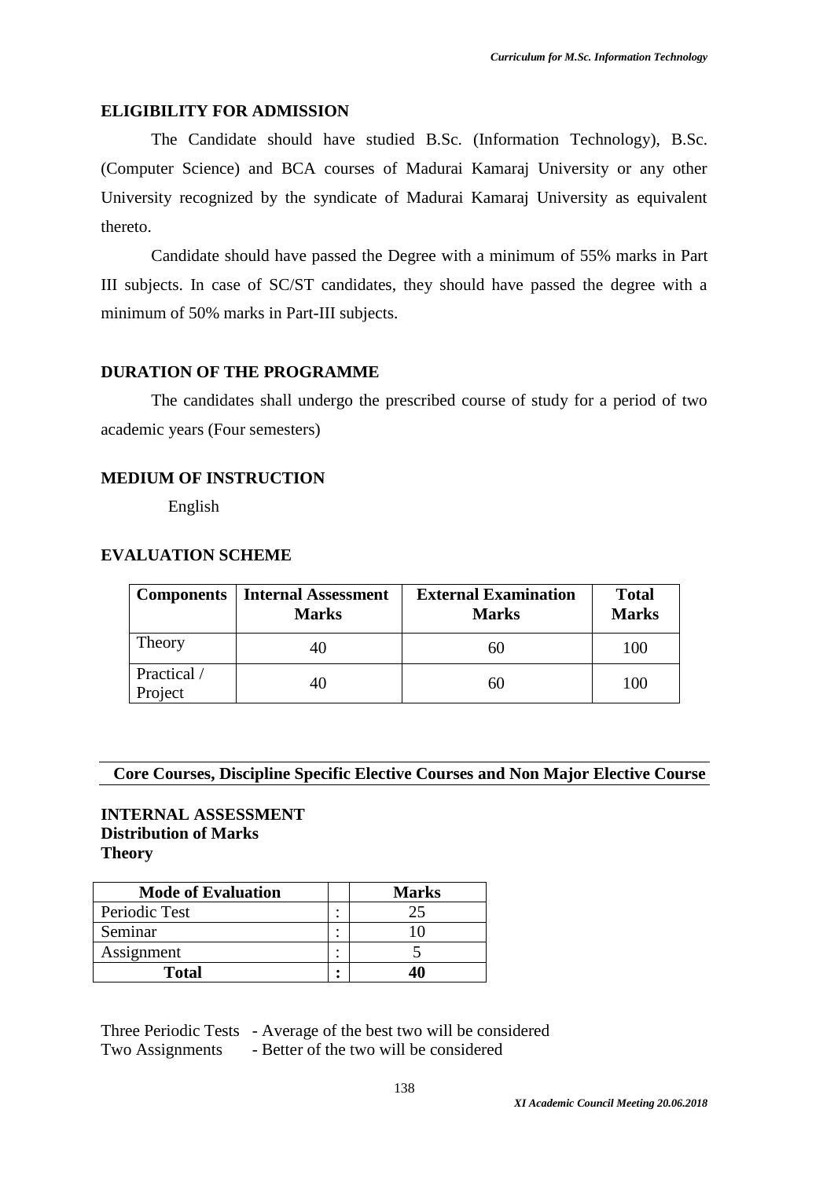## ELIGIBILITY FOR ADMISSION

The Candidate should have studied B.Sc. (Information Technology), B.Sc. (Computer Science) and BCA courses of Madurai Kamaraj University or any other University recognized by the syndicate of Madurai Kamaraj University as equivalent thereto.

Candidate should have passed the Degree with a minimum of 55% marks in Part III subjects. In case of SC/ST candidates, they should have passed the degree with a minimum of 50% marks in Part-III subjects.

## DURATION OF THE PROGRAMME

The candidates shall undergo the prescribed course of study for a period of two academic years (Four semesters)

## MEDIUM OF INSTRUCTION

English

## EVALUATION SCHEME

| Components | Internal Assessment Marks | External Examination Marks | Total Marks |
|---|---|---|---|
| Theory | 40 | 60 | 100 |
| Practical / Project | 40 | 60 | 100 |

**Core Courses, Discipline Specific Elective Courses and Non Major Elective Course**

## INTERNAL ASSESSMENT
**Distribution of Marks**
**Theory**

| Mode of Evaluation | | Marks |
|---|---|---|
| Periodic Test | : | 25 |
| Seminar | : | 10 |
| Assignment | : | 5 |
| **Total** | **:** | **40** |

Three Periodic Tests - Average of the best two will be considered
Two Assignments - Better of the two will be considered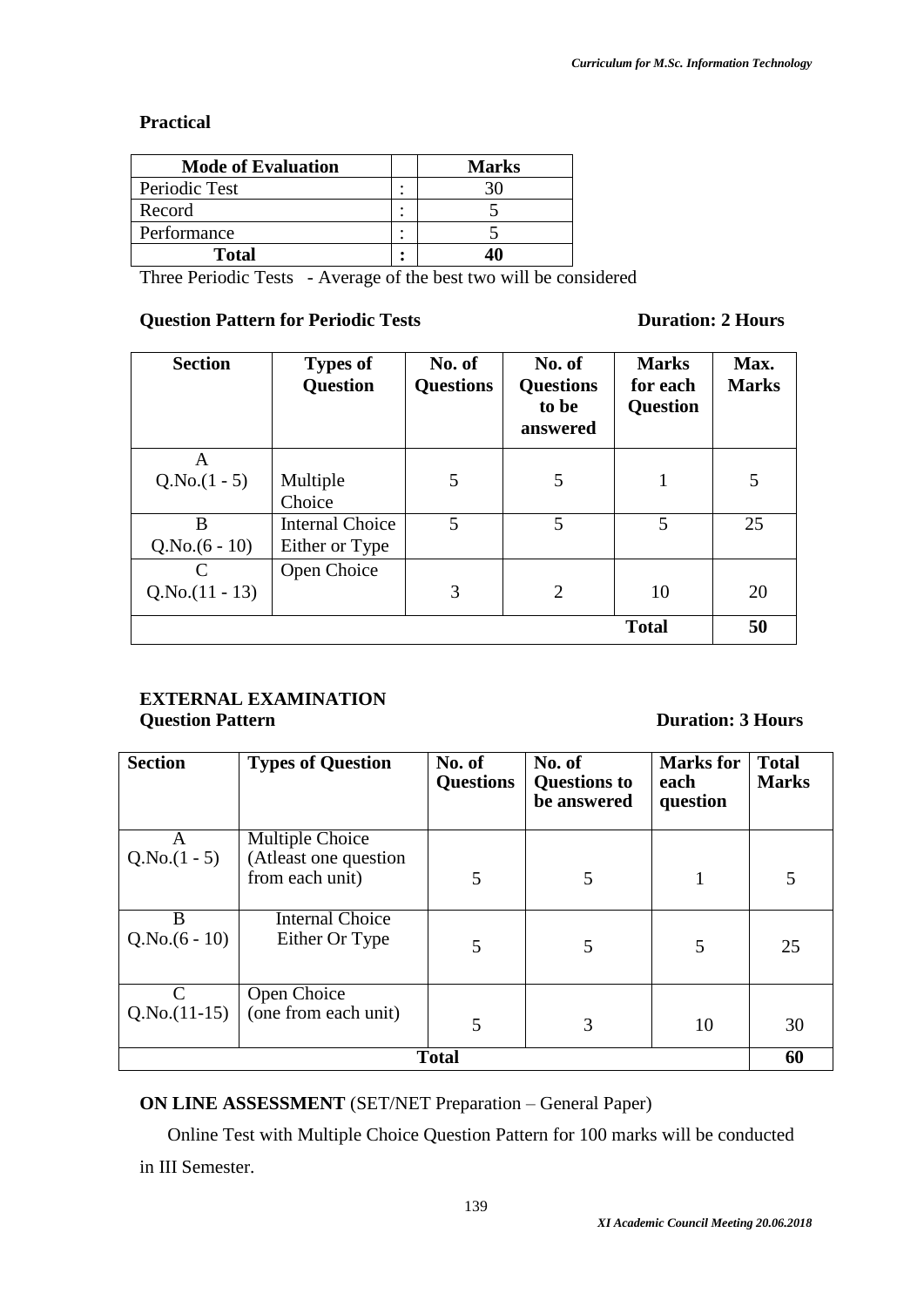**Practical**

| Mode of Evaluation | | Marks |
|---|---|---|
| Periodic Test | : | 30 |
| Record | : | 5 |
| Performance | : | 5 |
| **Total** | **:** | **40** |

Three Periodic Tests - Average of the best two will be considered

**Question Pattern for Periodic Tests** **Duration: 2 Hours**

| Section | Types of Question | No. of Questions | No. of Questions to be answered | Marks for each Question | Max. Marks |
|---|---|---|---|---|---|
| A Q.No.(1 - 5) | Multiple Choice | 5 | 5 | 1 | 5 |
| B Q.No.(6 - 10) | Internal Choice Either or Type | 5 | 5 | 5 | 25 |
| C Q.No.(11 - 13) | Open Choice | 3 | 2 | 10 | 20 |
| | | | | **Total** | **50** |

**EXTERNAL EXAMINATION**
**Question Pattern** **Duration: 3 Hours**

| Section | Types of Question | No. of Questions | No. of Questions to be answered | Marks for each question | Total Marks |
|---|---|---|---|---|---|
| A Q.No.(1 - 5) | Multiple Choice (Atleast one question from each unit) | 5 | 5 | 1 | 5 |
| B Q.No.(6 - 10) | Internal Choice Either Or Type | 5 | 5 | 5 | 25 |
| C Q.No.(11-15) | Open Choice (one from each unit) | 5 | 3 | 10 | 30 |
| **Total** | | | | | **60** |

**ON LINE ASSESSMENT** (SET/NET Preparation – General Paper)

Online Test with Multiple Choice Question Pattern for 100 marks will be conducted in III Semester.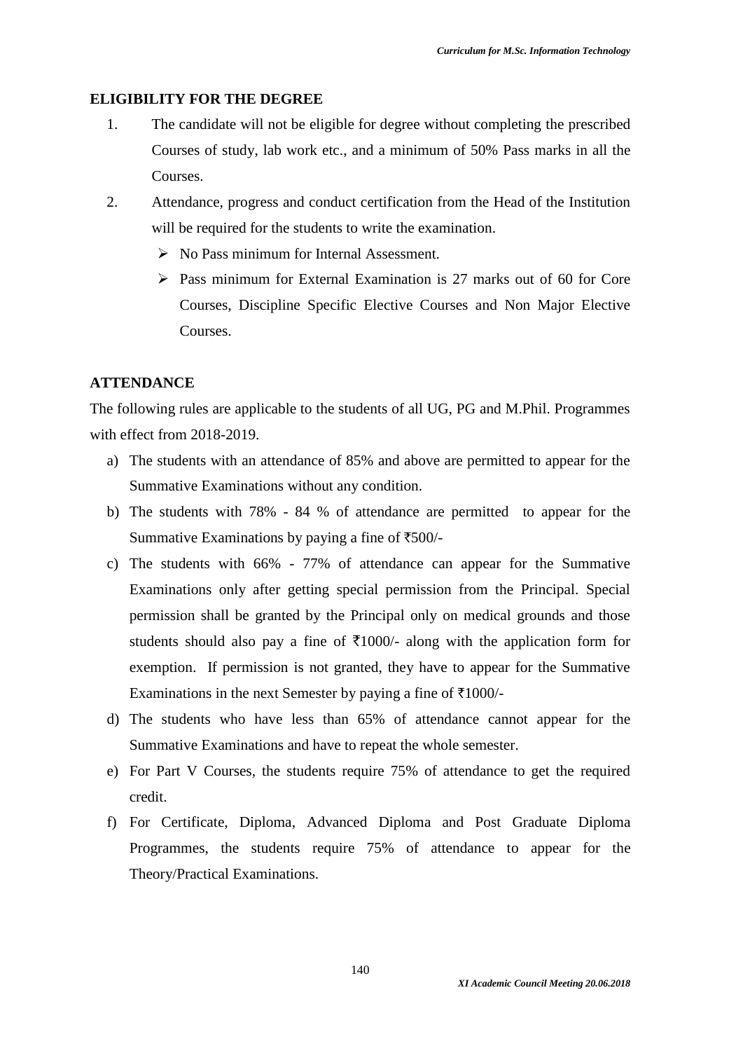## ELIGIBILITY FOR THE DEGREE

1. The candidate will not be eligible for degree without completing the prescribed Courses of study, lab work etc., and a minimum of 50% Pass marks in all the Courses.
2. Attendance, progress and conduct certification from the Head of the Institution will be required for the students to write the examination.
   - No Pass minimum for Internal Assessment.
   - Pass minimum for External Examination is 27 marks out of 60 for Core Courses, Discipline Specific Elective Courses and Non Major Elective Courses.

## ATTENDANCE

The following rules are applicable to the students of all UG, PG and M.Phil. Programmes with effect from 2018-2019.

a) The students with an attendance of 85% and above are permitted to appear for the Summative Examinations without any condition.

b) The students with 78% - 84 % of attendance are permitted to appear for the Summative Examinations by paying a fine of ₹500/-

c) The students with 66% - 77% of attendance can appear for the Summative Examinations only after getting special permission from the Principal. Special permission shall be granted by the Principal only on medical grounds and those students should also pay a fine of ₹1000/- along with the application form for exemption. If permission is not granted, they have to appear for the Summative Examinations in the next Semester by paying a fine of ₹1000/-

d) The students who have less than 65% of attendance cannot appear for the Summative Examinations and have to repeat the whole semester.

e) For Part V Courses, the students require 75% of attendance to get the required credit.

f) For Certificate, Diploma, Advanced Diploma and Post Graduate Diploma Programmes, the students require 75% of attendance to appear for the Theory/Practical Examinations.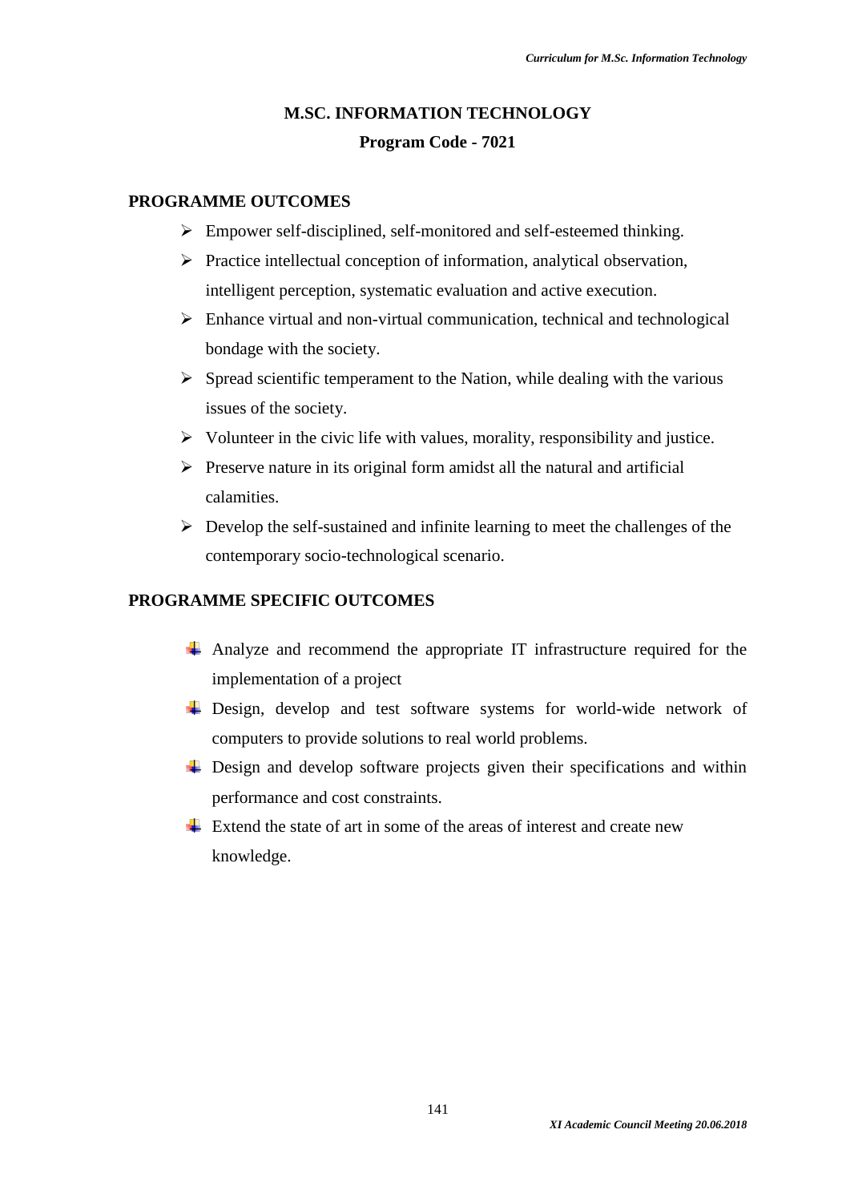# M.SC. INFORMATION TECHNOLOGY

## Program Code - 7021

### PROGRAMME OUTCOMES

- Empower self-disciplined, self-monitored and self-esteemed thinking.
- Practice intellectual conception of information, analytical observation, intelligent perception, systematic evaluation and active execution.
- Enhance virtual and non-virtual communication, technical and technological bondage with the society.
- Spread scientific temperament to the Nation, while dealing with the various issues of the society.
- Volunteer in the civic life with values, morality, responsibility and justice.
- Preserve nature in its original form amidst all the natural and artificial calamities.
- Develop the self-sustained and infinite learning to meet the challenges of the contemporary socio-technological scenario.

### PROGRAMME SPECIFIC OUTCOMES

- Analyze and recommend the appropriate IT infrastructure required for the implementation of a project
- Design, develop and test software systems for world-wide network of computers to provide solutions to real world problems.
- Design and develop software projects given their specifications and within performance and cost constraints.
- Extend the state of art in some of the areas of interest and create new knowledge.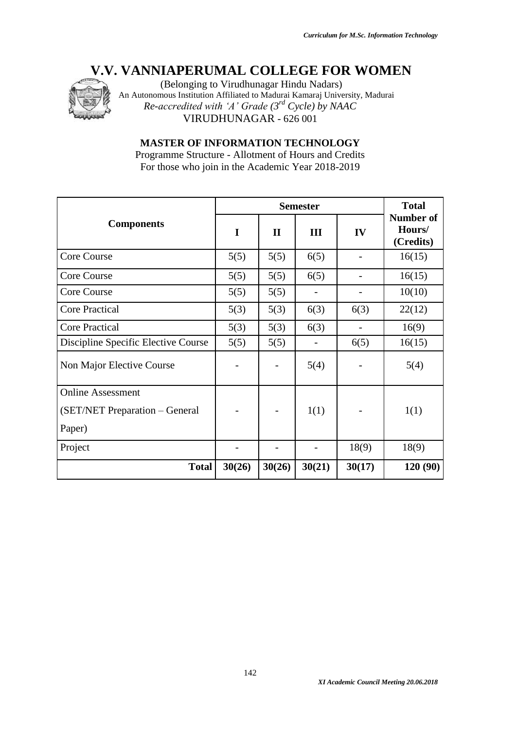# V.V. VANNIAPERUMAL COLLEGE FOR WOMEN

(Belonging to Virudhunagar Hindu Nadars)
An Autonomous Institution Affiliated to Madurai Kamaraj University, Madurai
*Re-accredited with 'A' Grade (3rd Cycle) by NAAC*
VIRUDHUNAGAR - 626 001

## MASTER OF INFORMATION TECHNOLOGY

Programme Structure - Allotment of Hours and Credits
For those who join in the Academic Year 2018-2019

| Components | Semester | | | | Total Number of Hours/ (Credits) |
|---|---|---|---|---|---|
| | I | II | III | IV | |
| Core Course | 5(5) | 5(5) | 6(5) | - | 16(15) |
| Core Course | 5(5) | 5(5) | 6(5) | - | 16(15) |
| Core Course | 5(5) | 5(5) | - | - | 10(10) |
| Core Practical | 5(3) | 5(3) | 6(3) | 6(3) | 22(12) |
| Core Practical | 5(3) | 5(3) | 6(3) | - | 16(9) |
| Discipline Specific Elective Course | 5(5) | 5(5) | - | 6(5) | 16(15) |
| Non Major Elective Course | - | - | 5(4) | - | 5(4) |
| Online Assessment (SET/NET Preparation – General Paper) | - | - | 1(1) | - | 1(1) |
| Project | - | - | - | 18(9) | 18(9) |
| **Total** | **30(26)** | **30(26)** | **30(21)** | **30(17)** | **120 (90)** |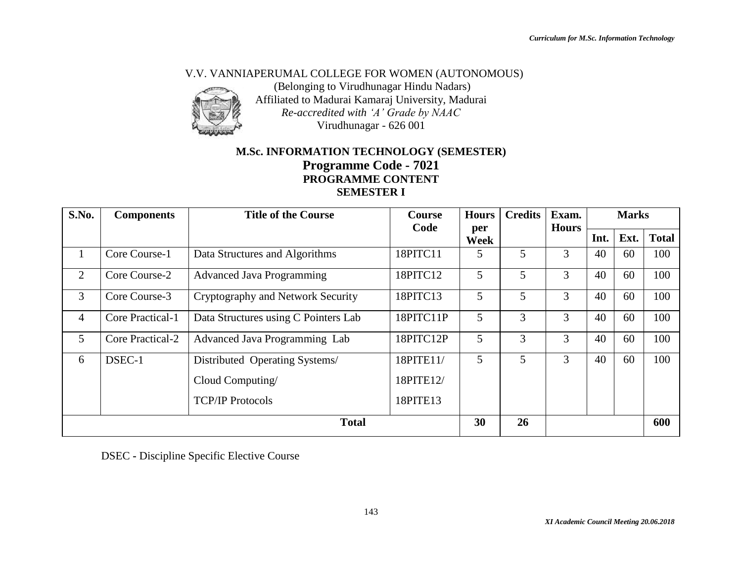V.V. VANNIAPERUMAL COLLEGE FOR WOMEN (AUTONOMOUS)

(Belonging to Virudhunagar Hindu Nadars)

Affiliated to Madurai Kamaraj University, Madurai

*Re-accredited with 'A' Grade by NAAC*

Virudhunagar - 626 001

**M.Sc. INFORMATION TECHNOLOGY (SEMESTER)**

## Programme Code - 7021

**PROGRAMME CONTENT**

**SEMESTER I**

| S.No. | Components | Title of the Course | Course Code | Hours per Week | Credits | Exam. Hours | Marks | | |
|---|---|---|---|---|---|---|---|---|---|
| | | | | | | | Int. | Ext. | Total |
| 1 | Core Course-1 | Data Structures and Algorithms | 18PITC11 | 5 | 5 | 3 | 40 | 60 | 100 |
| 2 | Core Course-2 | Advanced Java Programming | 18PITC12 | 5 | 5 | 3 | 40 | 60 | 100 |
| 3 | Core Course-3 | Cryptography and Network Security | 18PITC13 | 5 | 5 | 3 | 40 | 60 | 100 |
| 4 | Core Practical-1 | Data Structures using C Pointers Lab | 18PITC11P | 5 | 3 | 3 | 40 | 60 | 100 |
| 5 | Core Practical-2 | Advanced Java Programming Lab | 18PITC12P | 5 | 3 | 3 | 40 | 60 | 100 |
| 6 | DSEC-1 | Distributed Operating Systems/ Cloud Computing/ TCP/IP Protocols | 18PITE11/ 18PITE12/ 18PITE13 | 5 | 5 | 3 | 40 | 60 | 100 |
| **Total** | | | | **30** | **26** | | | | **600** |

DSEC - Discipline Specific Elective Course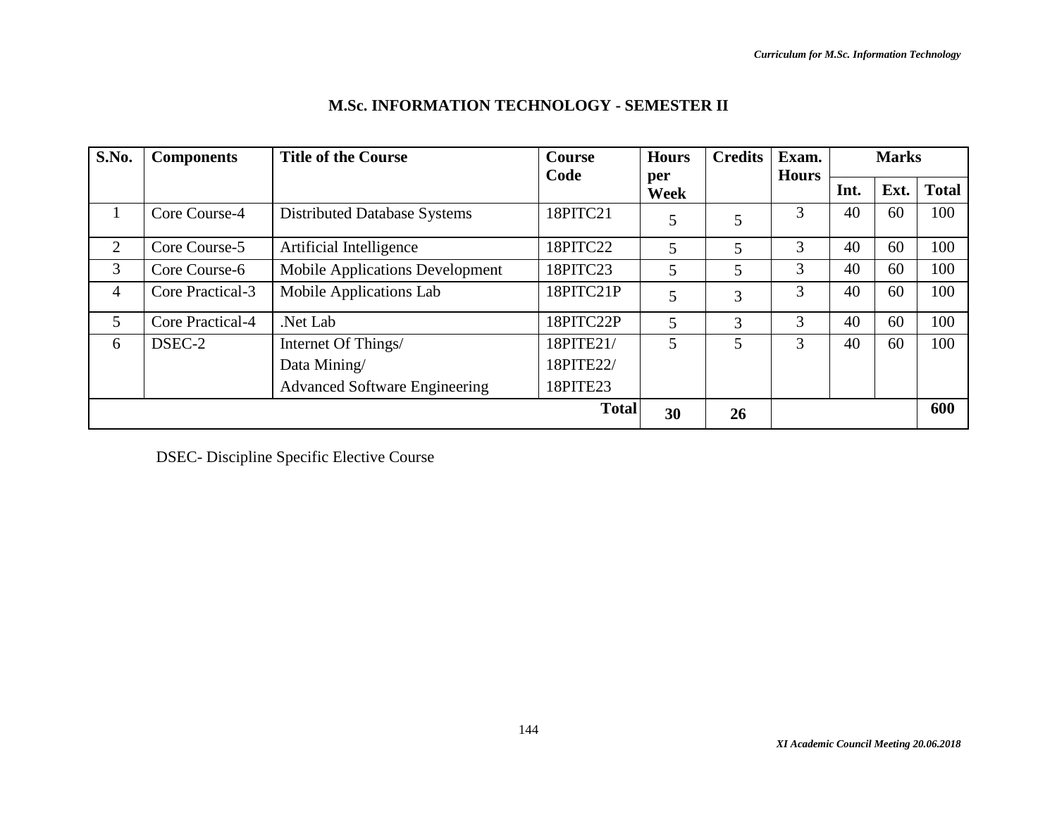## M.Sc. INFORMATION TECHNOLOGY - SEMESTER II

| S.No. | Components | Title of the Course | Course Code | Hours per Week | Credits | Exam. Hours | Marks | | |
|---|---|---|---|---|---|---|---|---|---|
| | | | | | | | Int. | Ext. | Total |
| 1 | Core Course-4 | Distributed Database Systems | 18PITC21 | 5 | 5 | 3 | 40 | 60 | 100 |
| 2 | Core Course-5 | Artificial Intelligence | 18PITC22 | 5 | 5 | 3 | 40 | 60 | 100 |
| 3 | Core Course-6 | Mobile Applications Development | 18PITC23 | 5 | 5 | 3 | 40 | 60 | 100 |
| 4 | Core Practical-3 | Mobile Applications Lab | 18PITC21P | 5 | 3 | 3 | 40 | 60 | 100 |
| 5 | Core Practical-4 | .Net Lab | 18PITC22P | 5 | 3 | 3 | 40 | 60 | 100 |
| 6 | DSEC-2 | Internet Of Things/<br>Data Mining/<br>Advanced Software Engineering | 18PITE21/<br>18PITE22/<br>18PITE23 | 5 | 5 | 3 | 40 | 60 | 100 |
| | | | **Total** | **30** | **26** | | | | **600** |

DSEC- Discipline Specific Elective Course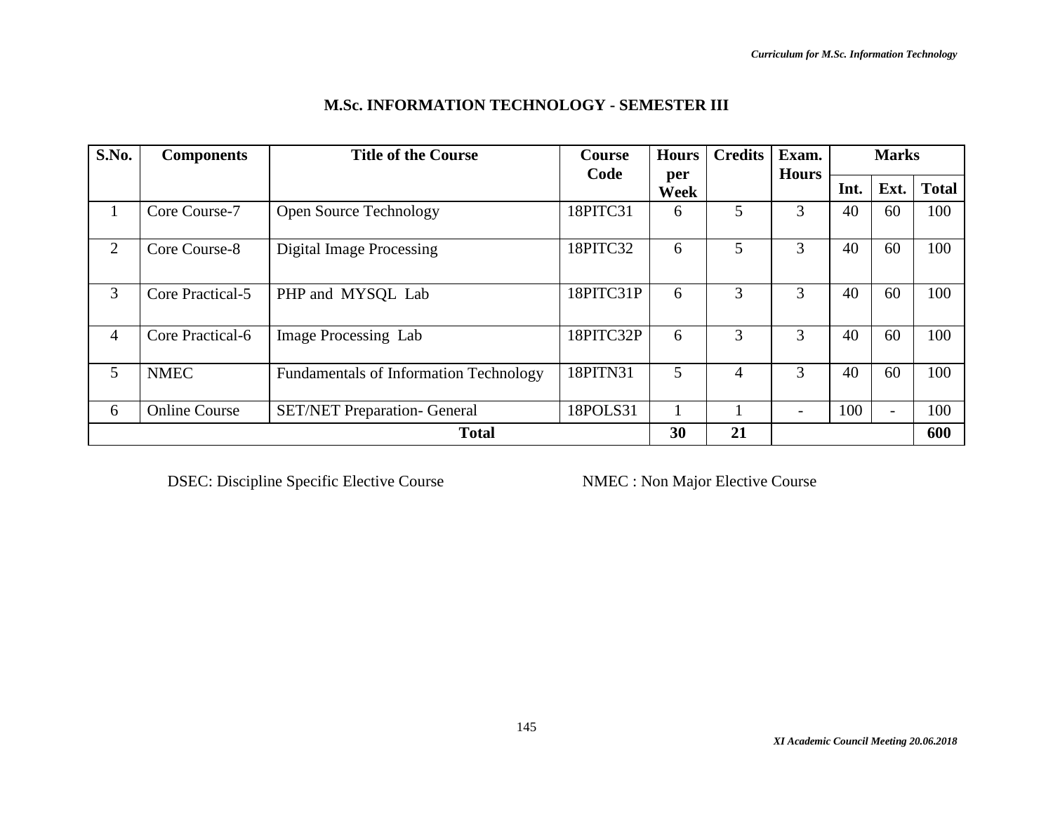## M.Sc. INFORMATION TECHNOLOGY - SEMESTER III

| S.No. | Components | Title of the Course | Course Code | Hours per Week | Credits | Exam. Hours | Marks | | |
|---|---|---|---|---|---|---|---|---|---|
| | | | | | | | Int. | Ext. | Total |
| 1 | Core Course-7 | Open Source Technology | 18PITC31 | 6 | 5 | 3 | 40 | 60 | 100 |
| 2 | Core Course-8 | Digital Image Processing | 18PITC32 | 6 | 5 | 3 | 40 | 60 | 100 |
| 3 | Core Practical-5 | PHP and MYSQL Lab | 18PITC31P | 6 | 3 | 3 | 40 | 60 | 100 |
| 4 | Core Practical-6 | Image Processing Lab | 18PITC32P | 6 | 3 | 3 | 40 | 60 | 100 |
| 5 | NMEC | Fundamentals of Information Technology | 18PITN31 | 5 | 4 | 3 | 40 | 60 | 100 |
| 6 | Online Course | SET/NET Preparation- General | 18POLS31 | 1 | 1 | - | 100 | - | 100 |
| **Total** | | | | **30** | **21** | | | | **600** |

DSEC: Discipline Specific Elective Course NMEC : Non Major Elective Course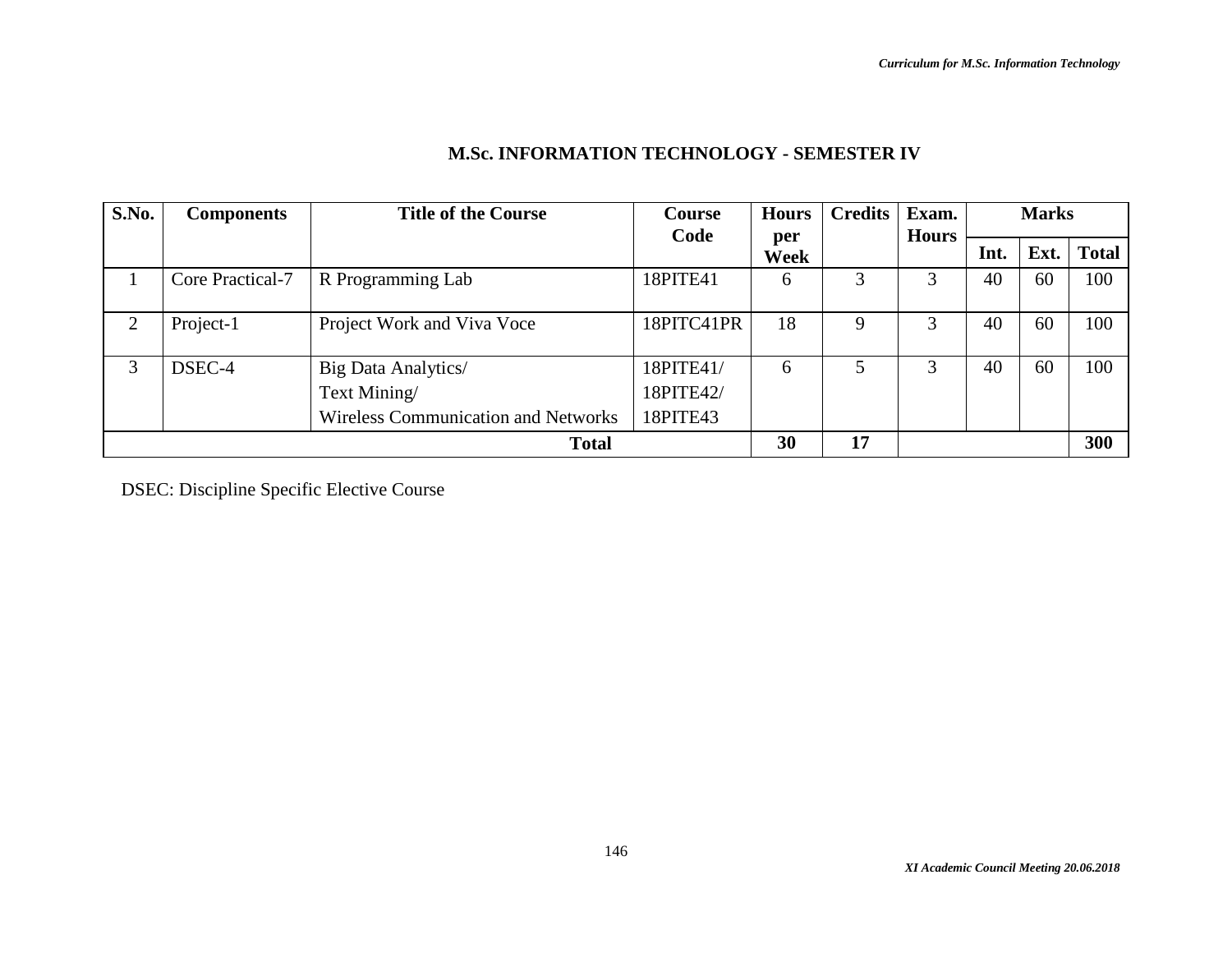## M.Sc. INFORMATION TECHNOLOGY - SEMESTER IV

| S.No. | Components | Title of the Course | Course Code | Hours per Week | Credits | Exam. Hours | Marks | | |
|---|---|---|---|---|---|---|---|---|---|
| | | | | | | | Int. | Ext. | Total |
| 1 | Core Practical-7 | R Programming Lab | 18PITE41 | 6 | 3 | 3 | 40 | 60 | 100 |
| 2 | Project-1 | Project Work and Viva Voce | 18PITC41PR | 18 | 9 | 3 | 40 | 60 | 100 |
| 3 | DSEC-4 | Big Data Analytics/ Text Mining/ Wireless Communication and Networks | 18PITE41/ 18PITE42/ 18PITE43 | 6 | 5 | 3 | 40 | 60 | 100 |
| **Total** | | | | **30** | **17** | | | | **300** |

DSEC: Discipline Specific Elective Course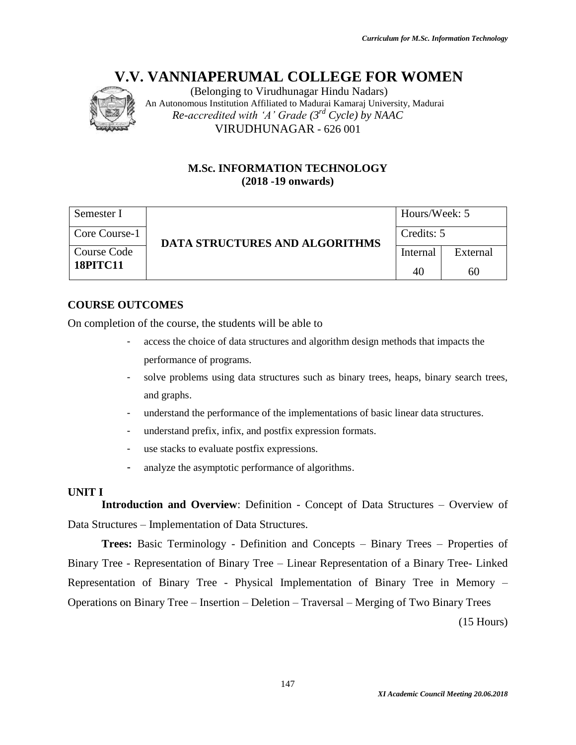# V.V. VANNIAPERUMAL COLLEGE FOR WOMEN

(Belonging to Virudhunagar Hindu Nadars)
An Autonomous Institution Affiliated to Madurai Kamaraj University, Madurai
*Re-accredited with 'A' Grade (3rd Cycle) by NAAC*
VIRUDHUNAGAR - 626 001

## M.Sc. INFORMATION TECHNOLOGY
## (2018 -19 onwards)

| Semester I | DATA STRUCTURES AND ALGORITHMS | Hours/Week: 5 | |
|---|---|---|---|
| Core Course-1 | | Credits: 5 | |
| Course Code **18PITC11** | | Internal | External |
| | | 40 | 60 |

### COURSE OUTCOMES

On completion of the course, the students will be able to

- access the choice of data structures and algorithm design methods that impacts the performance of programs.
- solve problems using data structures such as binary trees, heaps, binary search trees, and graphs.
- understand the performance of the implementations of basic linear data structures.
- understand prefix, infix, and postfix expression formats.
- use stacks to evaluate postfix expressions.
- analyze the asymptotic performance of algorithms.

### UNIT I

**Introduction and Overview**: Definition - Concept of Data Structures – Overview of Data Structures – Implementation of Data Structures.

**Trees:** Basic Terminology - Definition and Concepts – Binary Trees – Properties of Binary Tree - Representation of Binary Tree – Linear Representation of a Binary Tree- Linked Representation of Binary Tree - Physical Implementation of Binary Tree in Memory – Operations on Binary Tree – Insertion – Deletion – Traversal – Merging of Two Binary Trees

(15 Hours)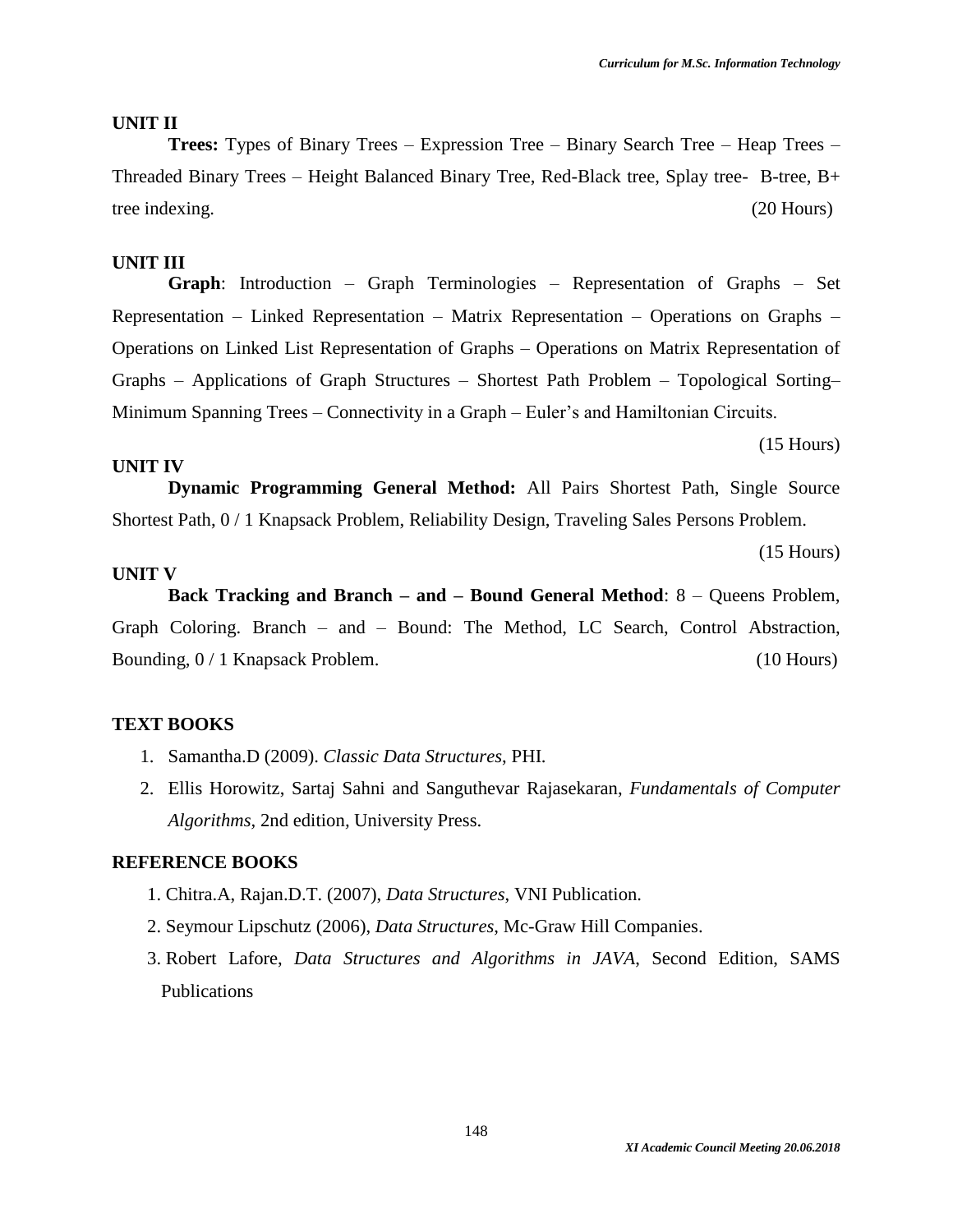**UNIT II**

**Trees:** Types of Binary Trees – Expression Tree – Binary Search Tree – Heap Trees – Threaded Binary Trees – Height Balanced Binary Tree, Red-Black tree, Splay tree- B-tree, B+ tree indexing. (20 Hours)

**UNIT III**

**Graph**: Introduction – Graph Terminologies – Representation of Graphs – Set Representation – Linked Representation – Matrix Representation – Operations on Graphs – Operations on Linked List Representation of Graphs – Operations on Matrix Representation of Graphs – Applications of Graph Structures – Shortest Path Problem – Topological Sorting– Minimum Spanning Trees – Connectivity in a Graph – Euler's and Hamiltonian Circuits.

(15 Hours)

**UNIT IV**

**Dynamic Programming General Method:** All Pairs Shortest Path, Single Source Shortest Path, 0 / 1 Knapsack Problem, Reliability Design, Traveling Sales Persons Problem.

(15 Hours)

**UNIT V**

**Back Tracking and Branch – and – Bound General Method**: 8 – Queens Problem, Graph Coloring. Branch – and – Bound: The Method, LC Search, Control Abstraction, Bounding, 0 / 1 Knapsack Problem. (10 Hours)

## TEXT BOOKS

1. Samantha.D (2009). *Classic Data Structures*, PHI.
2. Ellis Horowitz, Sartaj Sahni and Sanguthevar Rajasekaran, *Fundamentals of Computer Algorithms*, 2nd edition, University Press.

## REFERENCE BOOKS

1. Chitra.A, Rajan.D.T. (2007), *Data Structures*, VNI Publication.
2. Seymour Lipschutz (2006), *Data Structures*, Mc-Graw Hill Companies.
3. Robert Lafore, *Data Structures and Algorithms in JAVA*, Second Edition, SAMS Publications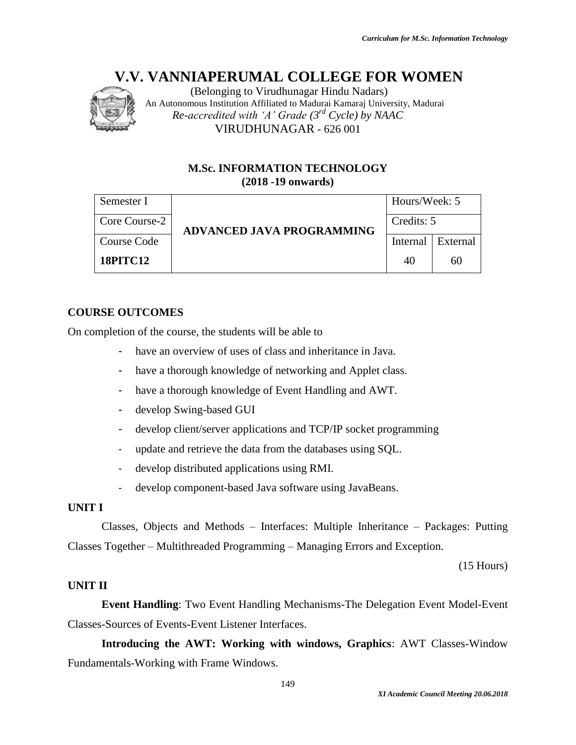# V.V. VANNIAPERUMAL COLLEGE FOR WOMEN

(Belonging to Virudhunagar Hindu Nadars)
An Autonomous Institution Affiliated to Madurai Kamaraj University, Madurai
*Re-accredited with 'A' Grade (3rd Cycle) by NAAC*
VIRUDHUNAGAR - 626 001

## M.Sc. INFORMATION TECHNOLOGY
## (2018 -19 onwards)

| Semester I | ADVANCED JAVA PROGRAMMING | Hours/Week: 5 | |
|---|---|---|---|
| Core Course-2 | | Credits: 5 | |
| Course Code | | Internal | External |
| **18PITC12** | | 40 | 60 |

### COURSE OUTCOMES

On completion of the course, the students will be able to

- have an overview of uses of class and inheritance in Java.
- have a thorough knowledge of networking and Applet class.
- have a thorough knowledge of Event Handling and AWT.
- develop Swing-based GUI
- develop client/server applications and TCP/IP socket programming
- update and retrieve the data from the databases using SQL.
- develop distributed applications using RMI.
- develop component-based Java software using JavaBeans.

### UNIT I

Classes, Objects and Methods – Interfaces: Multiple Inheritance – Packages: Putting Classes Together – Multithreaded Programming – Managing Errors and Exception.

(15 Hours)

### UNIT II

**Event Handling**: Two Event Handling Mechanisms-The Delegation Event Model-Event Classes-Sources of Events-Event Listener Interfaces.

**Introducing the AWT: Working with windows, Graphics**: AWT Classes-Window Fundamentals-Working with Frame Windows.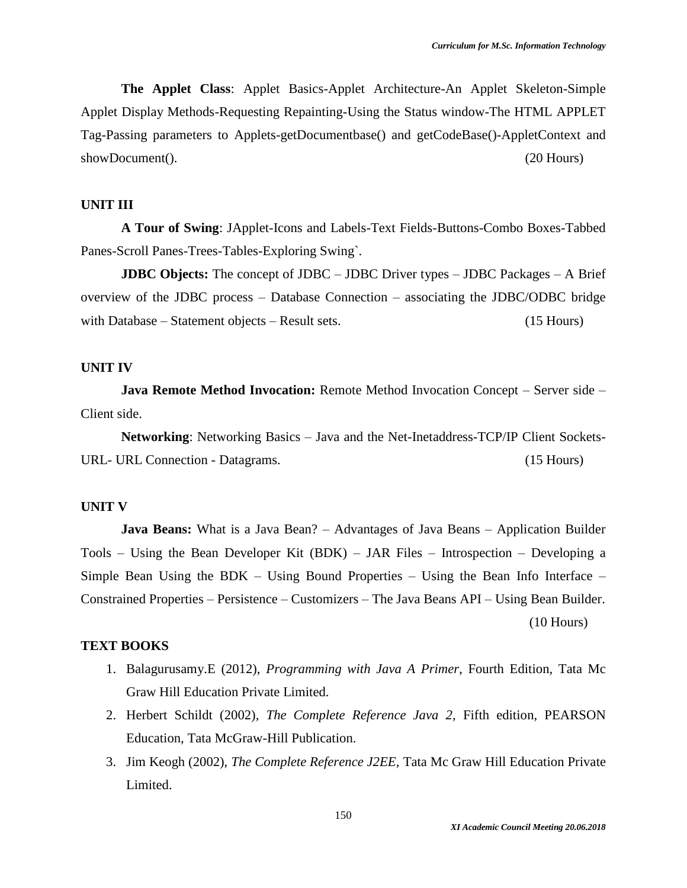**The Applet Class**: Applet Basics-Applet Architecture-An Applet Skeleton-Simple Applet Display Methods-Requesting Repainting-Using the Status window-The HTML APPLET Tag-Passing parameters to Applets-getDocumentbase() and getCodeBase()-AppletContext and showDocument(). (20 Hours)

## UNIT III

**A Tour of Swing**: JApplet-Icons and Labels-Text Fields-Buttons-Combo Boxes-Tabbed Panes-Scroll Panes-Trees-Tables-Exploring Swing`.

**JDBC Objects:** The concept of JDBC – JDBC Driver types – JDBC Packages – A Brief overview of the JDBC process – Database Connection – associating the JDBC/ODBC bridge with Database – Statement objects – Result sets. (15 Hours)

## UNIT IV

**Java Remote Method Invocation:** Remote Method Invocation Concept – Server side – Client side.

**Networking**: Networking Basics – Java and the Net-Inetaddress-TCP/IP Client Sockets-URL- URL Connection - Datagrams. (15 Hours)

## UNIT V

**Java Beans:** What is a Java Bean? – Advantages of Java Beans – Application Builder Tools – Using the Bean Developer Kit (BDK) – JAR Files – Introspection – Developing a Simple Bean Using the BDK – Using Bound Properties – Using the Bean Info Interface – Constrained Properties – Persistence – Customizers – The Java Beans API – Using Bean Builder. (10 Hours)

## TEXT BOOKS

1. Balagurusamy.E (2012), *Programming with Java A Primer*, Fourth Edition, Tata Mc Graw Hill Education Private Limited.
2. Herbert Schildt (2002), *The Complete Reference Java 2*, Fifth edition, PEARSON Education, Tata McGraw-Hill Publication.
3. Jim Keogh (2002), *The Complete Reference J2EE*, Tata Mc Graw Hill Education Private Limited.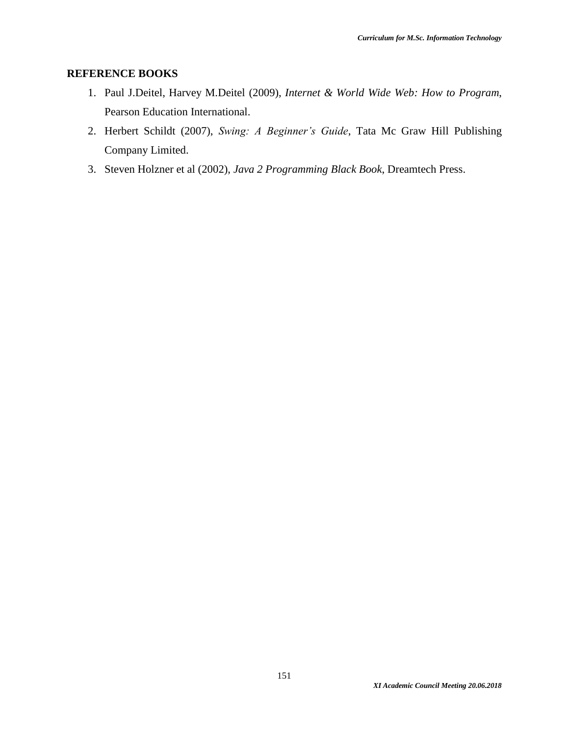**REFERENCE BOOKS**

1. Paul J.Deitel, Harvey M.Deitel (2009), *Internet & World Wide Web: How to Program*, Pearson Education International.
2. Herbert Schildt (2007), *Swing: A Beginner's Guide*, Tata Mc Graw Hill Publishing Company Limited.
3. Steven Holzner et al (2002), *Java 2 Programming Black Book*, Dreamtech Press.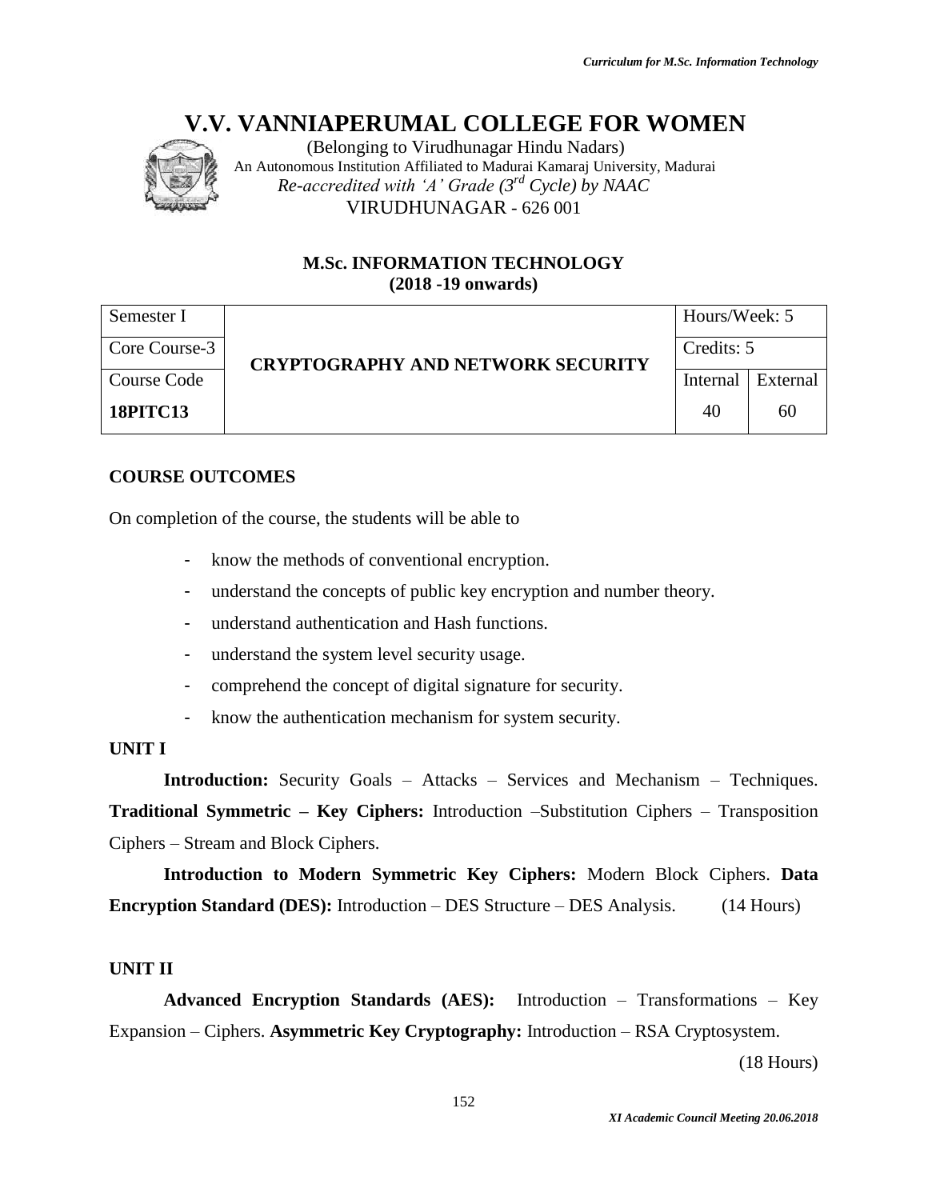# V.V. VANNIAPERUMAL COLLEGE FOR WOMEN

(Belonging to Virudhunagar Hindu Nadars)
An Autonomous Institution Affiliated to Madurai Kamaraj University, Madurai
*Re-accredited with 'A' Grade (3rd Cycle) by NAAC*
VIRUDHUNAGAR - 626 001

## M.Sc. INFORMATION TECHNOLOGY
## (2018 -19 onwards)

| Semester I | CRYPTOGRAPHY AND NETWORK SECURITY | Hours/Week: 5 | |
|---|---|---|---|
| Core Course-3 | | Credits: 5 | |
| Course Code | | Internal | External |
| **18PITC13** | | 40 | 60 |

### COURSE OUTCOMES

On completion of the course, the students will be able to

- know the methods of conventional encryption.
- understand the concepts of public key encryption and number theory.
- understand authentication and Hash functions.
- understand the system level security usage.
- comprehend the concept of digital signature for security.
- know the authentication mechanism for system security.

### UNIT I

**Introduction:** Security Goals – Attacks – Services and Mechanism – Techniques. **Traditional Symmetric – Key Ciphers:** Introduction –Substitution Ciphers – Transposition Ciphers – Stream and Block Ciphers.

**Introduction to Modern Symmetric Key Ciphers:** Modern Block Ciphers. **Data Encryption Standard (DES):** Introduction – DES Structure – DES Analysis. (14 Hours)

### UNIT II

**Advanced Encryption Standards (AES):** Introduction – Transformations – Key Expansion – Ciphers. **Asymmetric Key Cryptography:** Introduction – RSA Cryptosystem.

(18 Hours)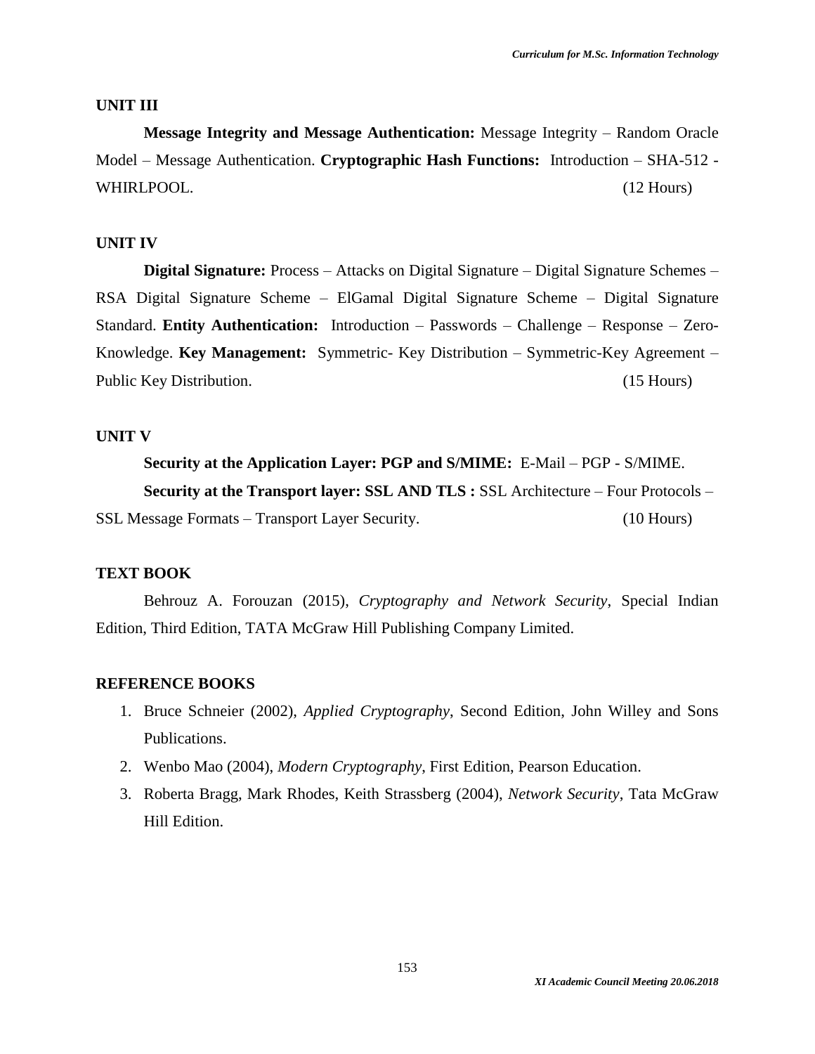### UNIT III

**Message Integrity and Message Authentication:** Message Integrity – Random Oracle Model – Message Authentication. **Cryptographic Hash Functions:** Introduction – SHA-512 - WHIRLPOOL. (12 Hours)

### UNIT IV

**Digital Signature:** Process – Attacks on Digital Signature – Digital Signature Schemes – RSA Digital Signature Scheme – ElGamal Digital Signature Scheme – Digital Signature Standard. **Entity Authentication:** Introduction – Passwords – Challenge – Response – Zero-Knowledge. **Key Management:** Symmetric- Key Distribution – Symmetric-Key Agreement – Public Key Distribution. (15 Hours)

### UNIT V

**Security at the Application Layer: PGP and S/MIME:** E-Mail – PGP - S/MIME.

**Security at the Transport layer: SSL AND TLS :** SSL Architecture – Four Protocols – SSL Message Formats – Transport Layer Security. (10 Hours)

### TEXT BOOK

Behrouz A. Forouzan (2015), *Cryptography and Network Security*, Special Indian Edition, Third Edition, TATA McGraw Hill Publishing Company Limited.

### REFERENCE BOOKS

1. Bruce Schneier (2002), *Applied Cryptography*, Second Edition, John Willey and Sons Publications.
2. Wenbo Mao (2004), *Modern Cryptography*, First Edition, Pearson Education.
3. Roberta Bragg, Mark Rhodes, Keith Strassberg (2004), *Network Security*, Tata McGraw Hill Edition.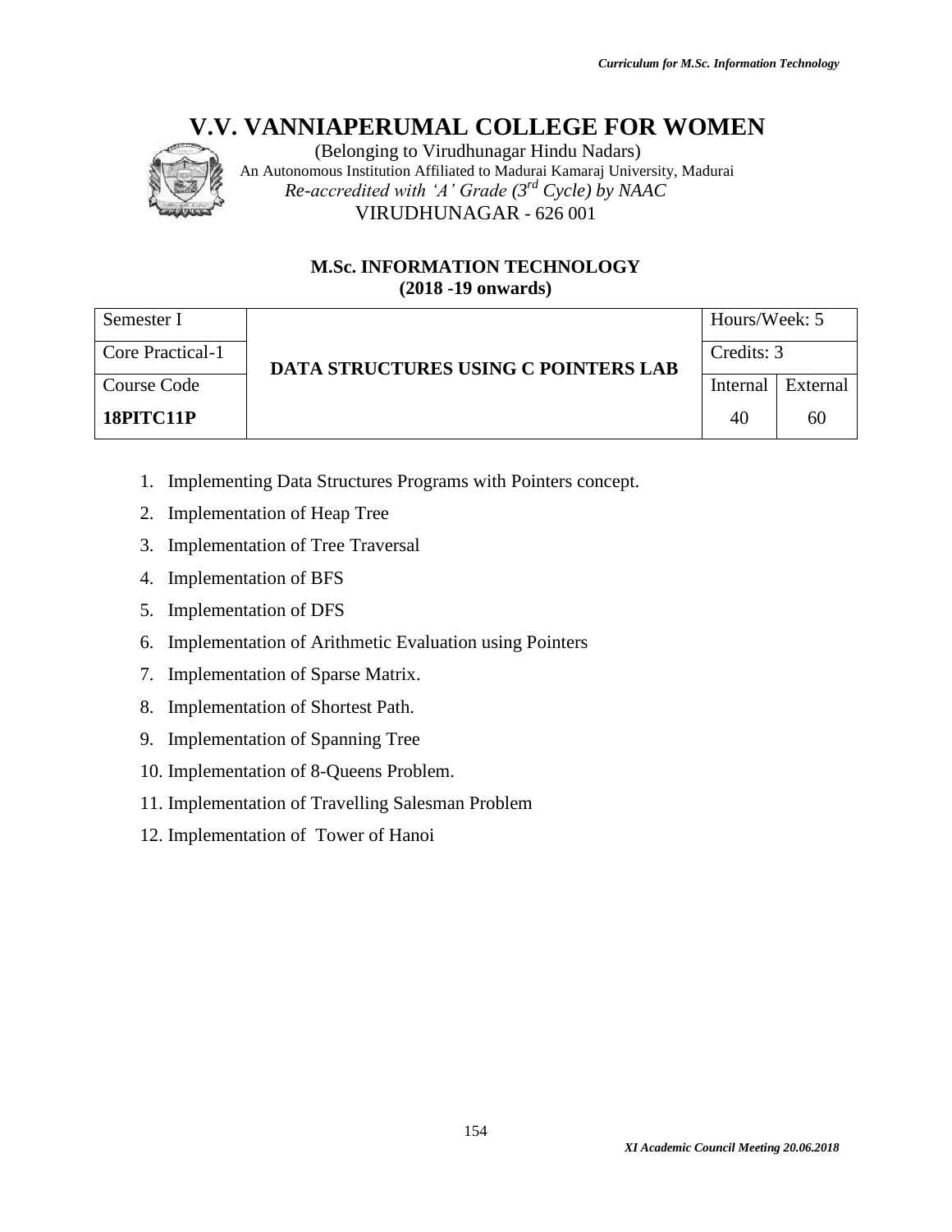# V.V. VANNIAPERUMAL COLLEGE FOR WOMEN

(Belonging to Virudhunagar Hindu Nadars)
An Autonomous Institution Affiliated to Madurai Kamaraj University, Madurai
*Re-accredited with 'A' Grade (3rd Cycle) by NAAC*
VIRUDHUNAGAR - 626 001

**M.Sc. INFORMATION TECHNOLOGY**
**(2018 -19 onwards)**

| Semester I | | Hours/Week: 5 | |
|---|---|---|---|
| Core Practical-1 | **DATA STRUCTURES USING C POINTERS LAB** | Credits: 3 | |
| Course Code | | Internal | External |
| **18PITC11P** | | 40 | 60 |

1. Implementing Data Structures Programs with Pointers concept.
2. Implementation of Heap Tree
3. Implementation of Tree Traversal
4. Implementation of BFS
5. Implementation of DFS
6. Implementation of Arithmetic Evaluation using Pointers
7. Implementation of Sparse Matrix.
8. Implementation of Shortest Path.
9. Implementation of Spanning Tree
10. Implementation of 8-Queens Problem.
11. Implementation of Travelling Salesman Problem
12. Implementation of Tower of Hanoi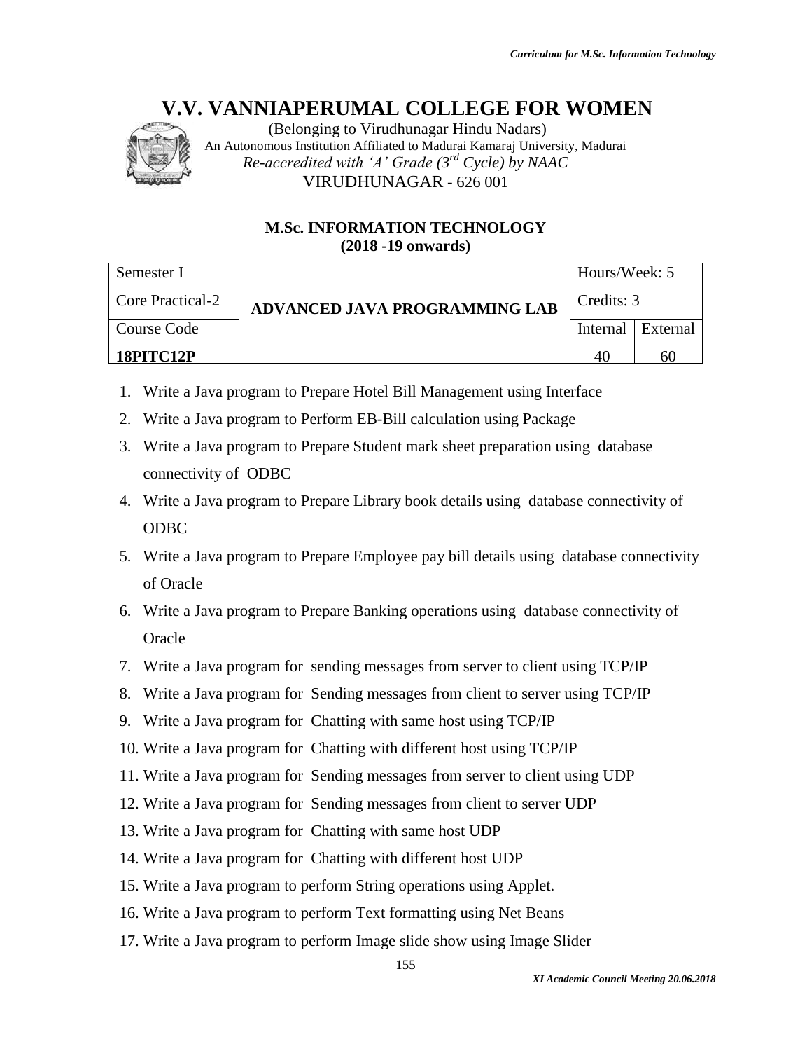# V.V. VANNIAPERUMAL COLLEGE FOR WOMEN

(Belonging to Virudhunagar Hindu Nadars)
An Autonomous Institution Affiliated to Madurai Kamaraj University, Madurai
*Re-accredited with 'A' Grade (3rd Cycle) by NAAC*
VIRUDHUNAGAR - 626 001

## M.Sc. INFORMATION TECHNOLOGY
**(2018 -19 onwards)**

| Semester I | ADVANCED JAVA PROGRAMMING LAB | Hours/Week: 5 | |
|---|---|---|---|
| Core Practical-2 | | Credits: 3 | |
| Course Code | | Internal | External |
| **18PITC12P** | | 40 | 60 |

1. Write a Java program to Prepare Hotel Bill Management using Interface
2. Write a Java program to Perform EB-Bill calculation using Package
3. Write a Java program to Prepare Student mark sheet preparation using database connectivity of ODBC
4. Write a Java program to Prepare Library book details using database connectivity of ODBC
5. Write a Java program to Prepare Employee pay bill details using database connectivity of Oracle
6. Write a Java program to Prepare Banking operations using database connectivity of Oracle
7. Write a Java program for sending messages from server to client using TCP/IP
8. Write a Java program for Sending messages from client to server using TCP/IP
9. Write a Java program for Chatting with same host using TCP/IP
10. Write a Java program for Chatting with different host using TCP/IP
11. Write a Java program for Sending messages from server to client using UDP
12. Write a Java program for Sending messages from client to server UDP
13. Write a Java program for Chatting with same host UDP
14. Write a Java program for Chatting with different host UDP
15. Write a Java program to perform String operations using Applet.
16. Write a Java program to perform Text formatting using Net Beans
17. Write a Java program to perform Image slide show using Image Slider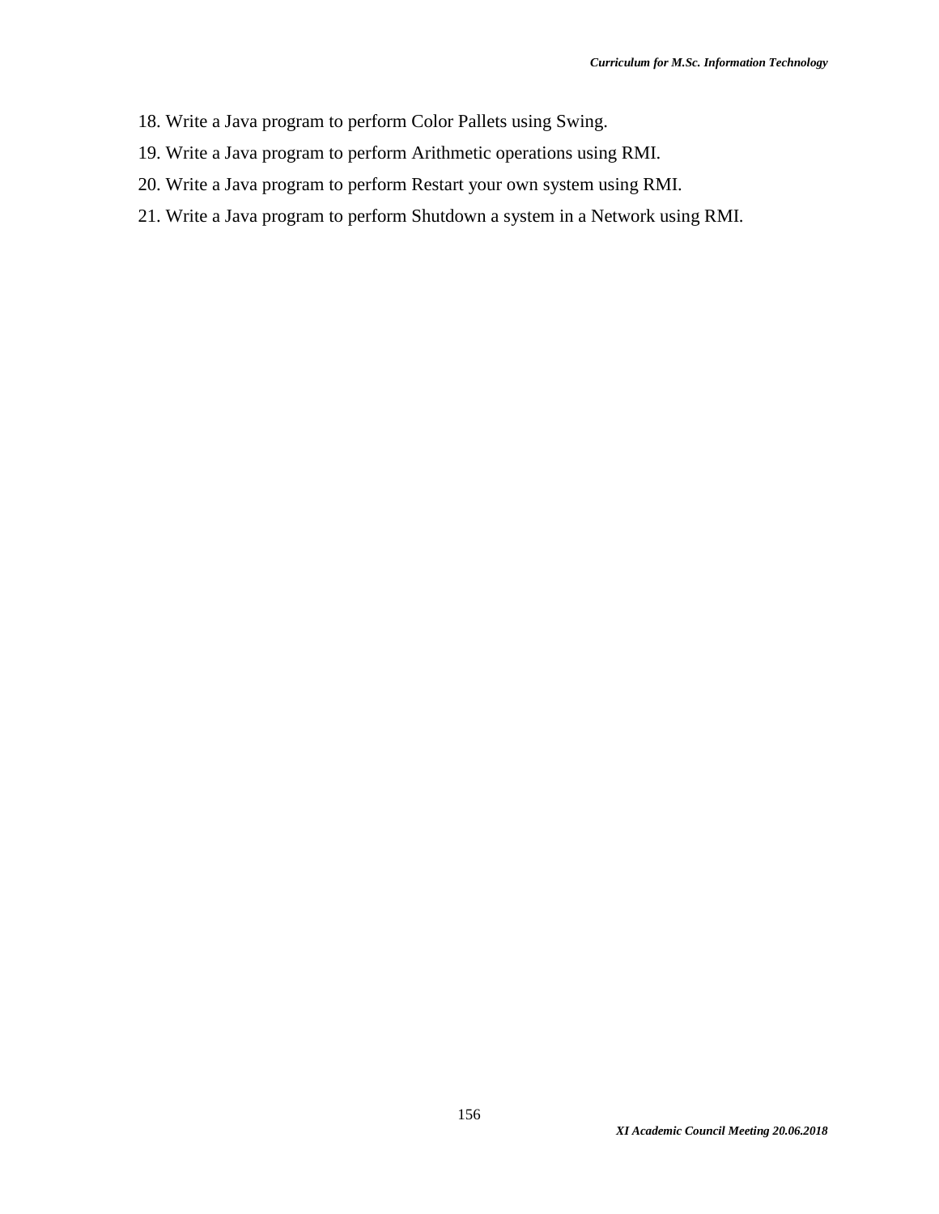18. Write a Java program to perform Color Pallets using Swing.
19. Write a Java program to perform Arithmetic operations using RMI.
20. Write a Java program to perform Restart your own system using RMI.
21. Write a Java program to perform Shutdown a system in a Network using RMI.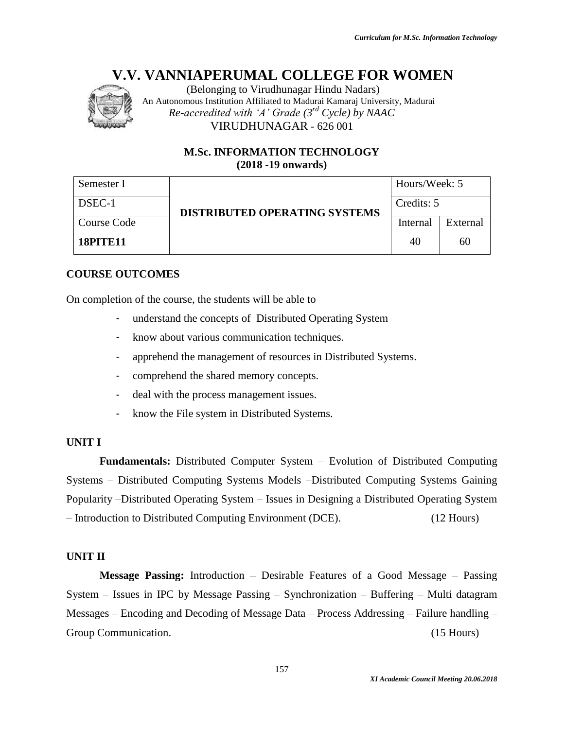# V.V. VANNIAPERUMAL COLLEGE FOR WOMEN

(Belonging to Virudhunagar Hindu Nadars)
An Autonomous Institution Affiliated to Madurai Kamaraj University, Madurai
*Re-accredited with 'A' Grade (3rd Cycle) by NAAC*
VIRUDHUNAGAR - 626 001

**M.Sc. INFORMATION TECHNOLOGY**
**(2018 -19 onwards)**

| Semester I | DISTRIBUTED OPERATING SYSTEMS | Hours/Week: 5 | |
|---|---|---|---|
| DSEC-1 | | Credits: 5 | |
| Course Code | | Internal | External |
| **18PITE11** | | 40 | 60 |

## COURSE OUTCOMES

On completion of the course, the students will be able to

- understand the concepts of Distributed Operating System
- know about various communication techniques.
- apprehend the management of resources in Distributed Systems.
- comprehend the shared memory concepts.
- deal with the process management issues.
- know the File system in Distributed Systems.

## UNIT I

**Fundamentals:** Distributed Computer System – Evolution of Distributed Computing Systems – Distributed Computing Systems Models –Distributed Computing Systems Gaining Popularity –Distributed Operating System – Issues in Designing a Distributed Operating System – Introduction to Distributed Computing Environment (DCE). (12 Hours)

## UNIT II

**Message Passing:** Introduction – Desirable Features of a Good Message – Passing System – Issues in IPC by Message Passing – Synchronization – Buffering – Multi datagram Messages – Encoding and Decoding of Message Data – Process Addressing – Failure handling – Group Communication. (15 Hours)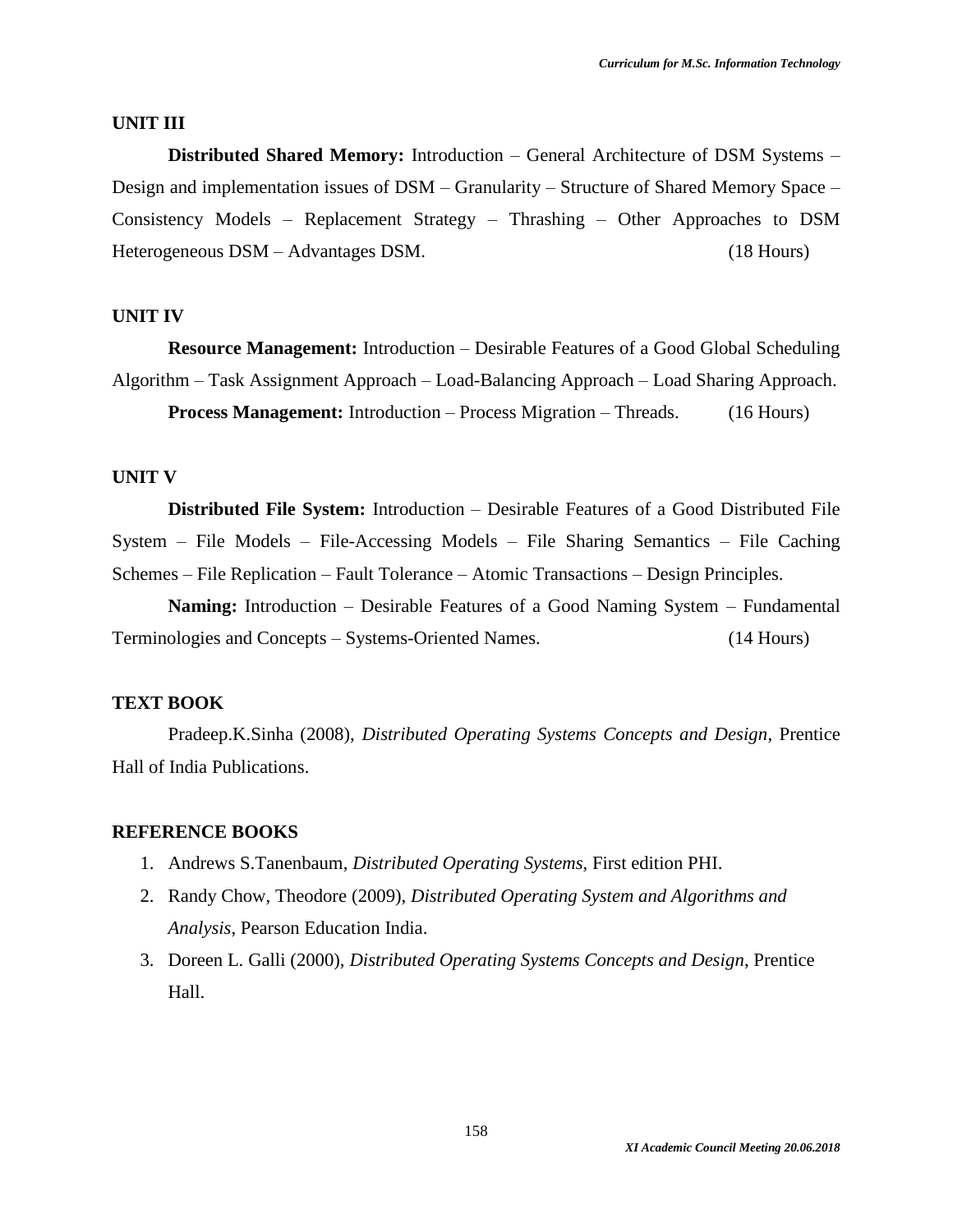## UNIT III

**Distributed Shared Memory:** Introduction – General Architecture of DSM Systems – Design and implementation issues of DSM – Granularity – Structure of Shared Memory Space – Consistency Models – Replacement Strategy – Thrashing – Other Approaches to DSM Heterogeneous DSM – Advantages DSM. (18 Hours)

## UNIT IV

**Resource Management:** Introduction – Desirable Features of a Good Global Scheduling Algorithm – Task Assignment Approach – Load-Balancing Approach – Load Sharing Approach.

**Process Management:** Introduction – Process Migration – Threads. (16 Hours)

## UNIT V

**Distributed File System:** Introduction – Desirable Features of a Good Distributed File System – File Models – File-Accessing Models – File Sharing Semantics – File Caching Schemes – File Replication – Fault Tolerance – Atomic Transactions – Design Principles.

**Naming:** Introduction – Desirable Features of a Good Naming System – Fundamental Terminologies and Concepts – Systems-Oriented Names. (14 Hours)

## TEXT BOOK

Pradeep.K.Sinha (2008), *Distributed Operating Systems Concepts and Design*, Prentice Hall of India Publications.

## REFERENCE BOOKS

1. Andrews S.Tanenbaum, *Distributed Operating Systems*, First edition PHI.
2. Randy Chow, Theodore (2009), *Distributed Operating System and Algorithms and Analysis*, Pearson Education India.
3. Doreen L. Galli (2000), *Distributed Operating Systems Concepts and Design*, Prentice Hall.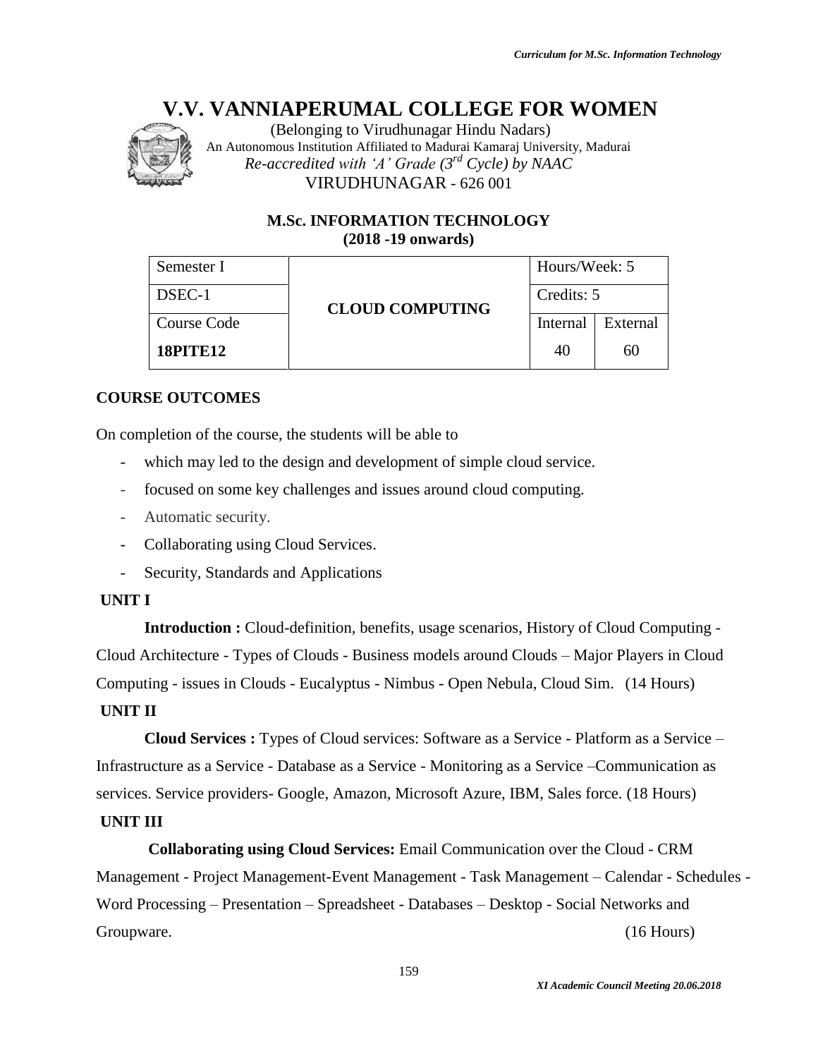# V.V. VANNIAPERUMAL COLLEGE FOR WOMEN

(Belonging to Virudhunagar Hindu Nadars)
An Autonomous Institution Affiliated to Madurai Kamaraj University, Madurai
*Re-accredited with 'A' Grade (3rd Cycle) by NAAC*
VIRUDHUNAGAR - 626 001

## M.Sc. INFORMATION TECHNOLOGY
**(2018 -19 onwards)**

| Semester I | **CLOUD COMPUTING** | Hours/Week: 5 | |
|---|---|---|---|
| DSEC-1 | | Credits: 5 | |
| Course Code | | Internal | External |
| **18PITE12** | | 40 | 60 |

### COURSE OUTCOMES

On completion of the course, the students will be able to

- which may led to the design and development of simple cloud service.
- focused on some key challenges and issues around cloud computing.
- Automatic security.
- Collaborating using Cloud Services.
- Security, Standards and Applications

### UNIT I

**Introduction :** Cloud-definition, benefits, usage scenarios, History of Cloud Computing - Cloud Architecture - Types of Clouds - Business models around Clouds – Major Players in Cloud Computing - issues in Clouds - Eucalyptus - Nimbus - Open Nebula, Cloud Sim. (14 Hours)

### UNIT II

**Cloud Services :** Types of Cloud services: Software as a Service - Platform as a Service – Infrastructure as a Service - Database as a Service - Monitoring as a Service –Communication as services. Service providers- Google, Amazon, Microsoft Azure, IBM, Sales force. (18 Hours)

### UNIT III

**Collaborating using Cloud Services:** Email Communication over the Cloud - CRM Management - Project Management-Event Management - Task Management – Calendar - Schedules - Word Processing – Presentation – Spreadsheet - Databases – Desktop - Social Networks and Groupware. (16 Hours)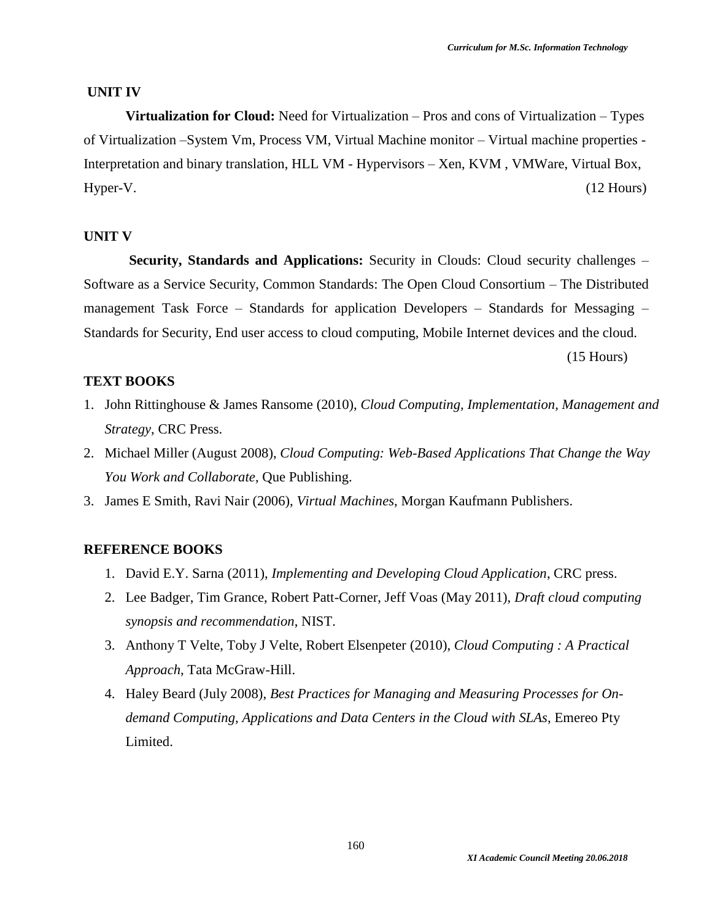### UNIT IV

**Virtualization for Cloud:** Need for Virtualization – Pros and cons of Virtualization – Types of Virtualization –System Vm, Process VM, Virtual Machine monitor – Virtual machine properties - Interpretation and binary translation, HLL VM - Hypervisors – Xen, KVM , VMWare, Virtual Box, Hyper-V. (12 Hours)

### UNIT V

**Security, Standards and Applications:** Security in Clouds: Cloud security challenges – Software as a Service Security, Common Standards: The Open Cloud Consortium – The Distributed management Task Force – Standards for application Developers – Standards for Messaging – Standards for Security, End user access to cloud computing, Mobile Internet devices and the cloud. (15 Hours)

### TEXT BOOKS

1. John Rittinghouse & James Ransome (2010), *Cloud Computing, Implementation, Management and Strategy*, CRC Press.
2. Michael Miller (August 2008), *Cloud Computing: Web-Based Applications That Change the Way You Work and Collaborate*, Que Publishing.
3. James E Smith, Ravi Nair (2006), *Virtual Machines*, Morgan Kaufmann Publishers.

### REFERENCE BOOKS

1. David E.Y. Sarna (2011), *Implementing and Developing Cloud Application*, CRC press.
2. Lee Badger, Tim Grance, Robert Patt-Corner, Jeff Voas (May 2011), *Draft cloud computing synopsis and recommendation*, NIST.
3. Anthony T Velte, Toby J Velte, Robert Elsenpeter (2010), *Cloud Computing : A Practical Approach*, Tata McGraw-Hill.
4. Haley Beard (July 2008), *Best Practices for Managing and Measuring Processes for On-demand Computing, Applications and Data Centers in the Cloud with SLAs*, Emereo Pty Limited.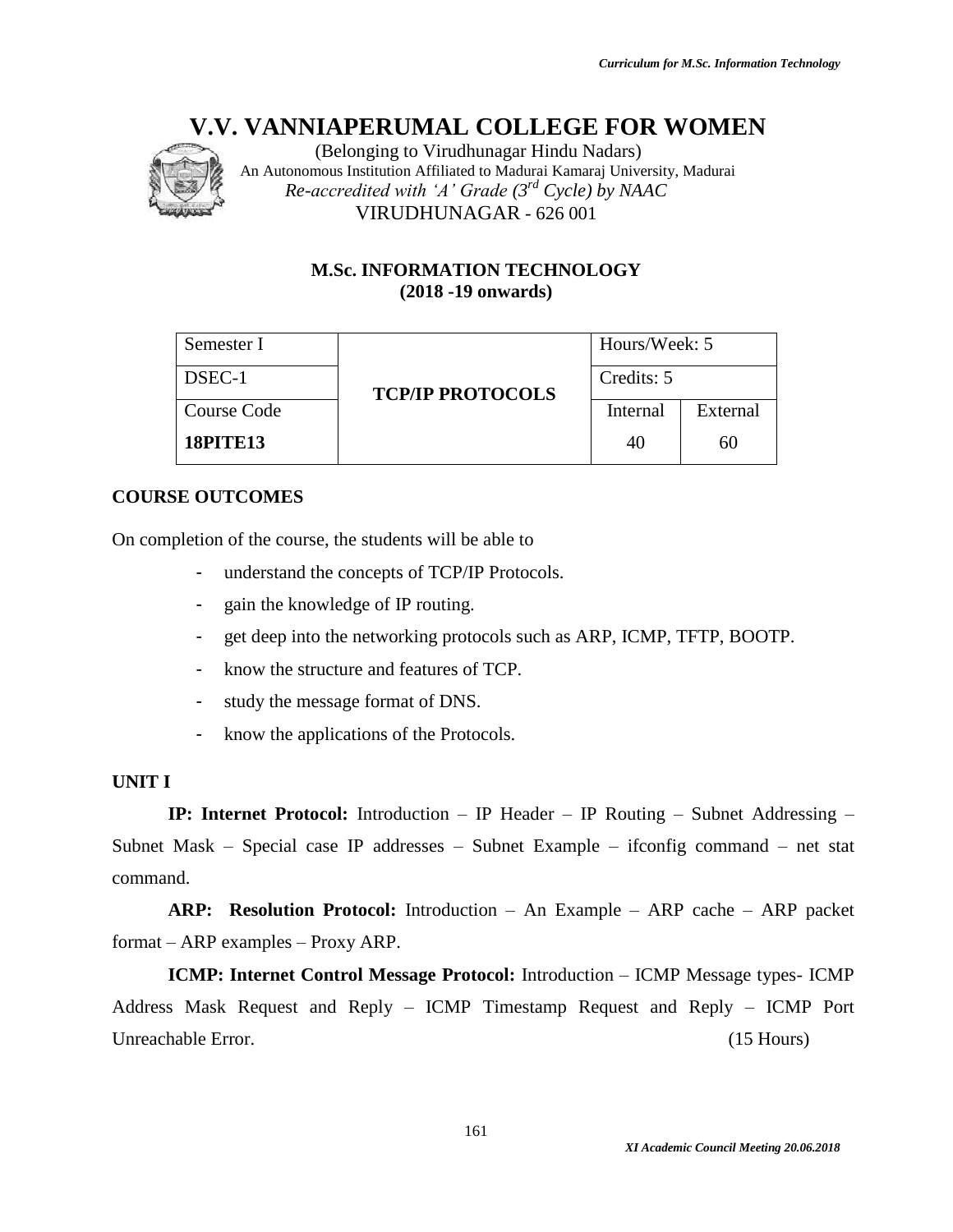# V.V. VANNIAPERUMAL COLLEGE FOR WOMEN

(Belonging to Virudhunagar Hindu Nadars)
An Autonomous Institution Affiliated to Madurai Kamaraj University, Madurai
*Re-accredited with 'A' Grade (3rd Cycle) by NAAC*
VIRUDHUNAGAR - 626 001

## M.Sc. INFORMATION TECHNOLOGY
## (2018 -19 onwards)

| Semester I | **TCP/IP PROTOCOLS** | Hours/Week: 5 | |
|---|---|---|---|
| DSEC-1 | | Credits: 5 | |
| Course Code | | Internal | External |
| **18PITE13** | | 40 | 60 |

### COURSE OUTCOMES

On completion of the course, the students will be able to

- understand the concepts of TCP/IP Protocols.
- gain the knowledge of IP routing.
- get deep into the networking protocols such as ARP, ICMP, TFTP, BOOTP.
- know the structure and features of TCP.
- study the message format of DNS.
- know the applications of the Protocols.

### UNIT I

**IP: Internet Protocol:** Introduction – IP Header – IP Routing – Subnet Addressing – Subnet Mask – Special case IP addresses – Subnet Example – ifconfig command – net stat command.

**ARP: Resolution Protocol:** Introduction – An Example – ARP cache – ARP packet format – ARP examples – Proxy ARP.

**ICMP: Internet Control Message Protocol:** Introduction – ICMP Message types- ICMP Address Mask Request and Reply – ICMP Timestamp Request and Reply – ICMP Port Unreachable Error. (15 Hours)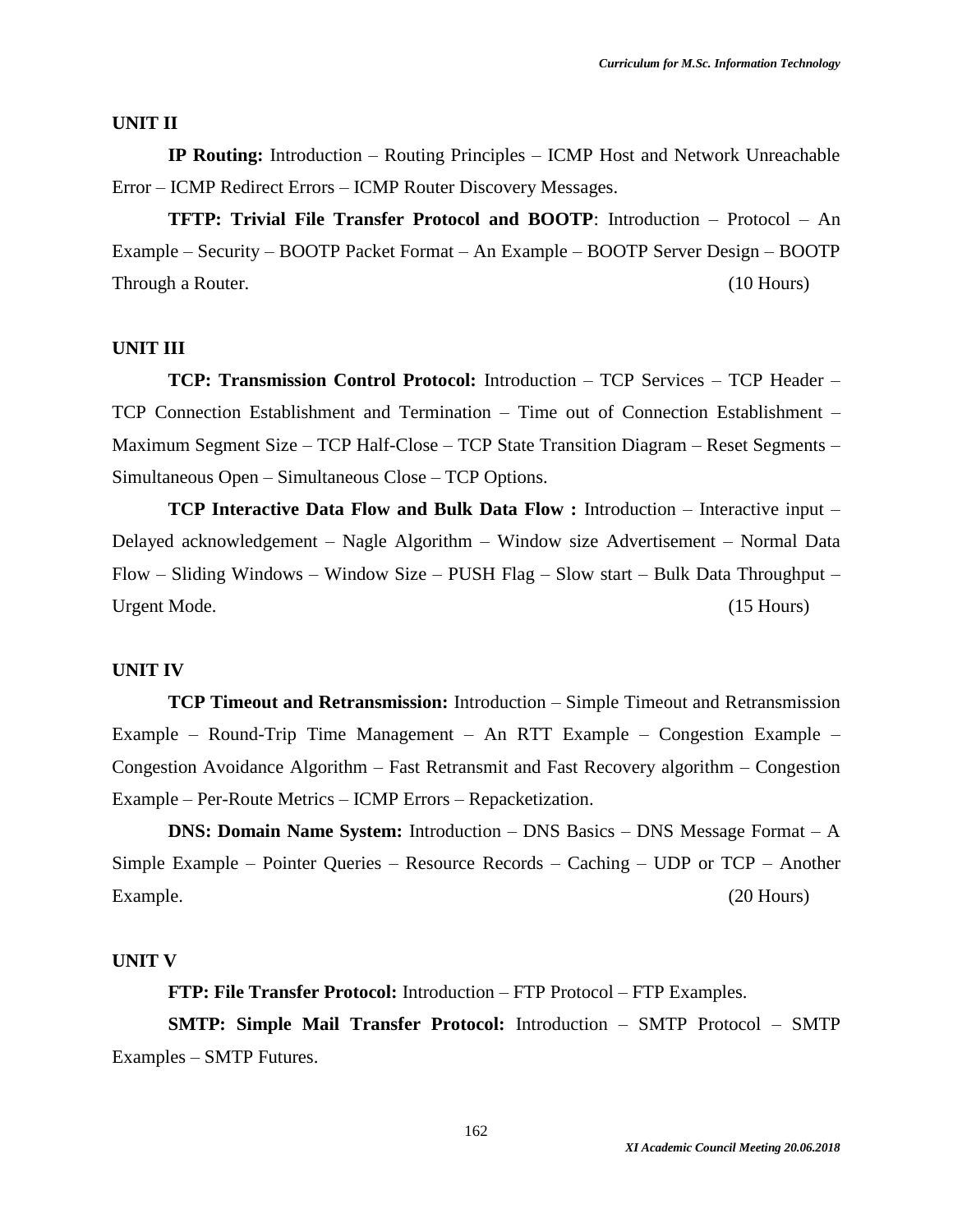**UNIT II**

**IP Routing:** Introduction – Routing Principles – ICMP Host and Network Unreachable Error – ICMP Redirect Errors – ICMP Router Discovery Messages.

**TFTP: Trivial File Transfer Protocol and BOOTP**: Introduction – Protocol – An Example – Security – BOOTP Packet Format – An Example – BOOTP Server Design – BOOTP Through a Router. (10 Hours)

**UNIT III**

**TCP: Transmission Control Protocol:** Introduction – TCP Services – TCP Header – TCP Connection Establishment and Termination – Time out of Connection Establishment – Maximum Segment Size – TCP Half-Close – TCP State Transition Diagram – Reset Segments – Simultaneous Open – Simultaneous Close – TCP Options.

**TCP Interactive Data Flow and Bulk Data Flow :** Introduction – Interactive input – Delayed acknowledgement – Nagle Algorithm – Window size Advertisement – Normal Data Flow – Sliding Windows – Window Size – PUSH Flag – Slow start – Bulk Data Throughput – Urgent Mode. (15 Hours)

**UNIT IV**

**TCP Timeout and Retransmission:** Introduction – Simple Timeout and Retransmission Example – Round-Trip Time Management – An RTT Example – Congestion Example – Congestion Avoidance Algorithm – Fast Retransmit and Fast Recovery algorithm – Congestion Example – Per-Route Metrics – ICMP Errors – Repacketization.

**DNS: Domain Name System:** Introduction – DNS Basics – DNS Message Format – A Simple Example – Pointer Queries – Resource Records – Caching – UDP or TCP – Another Example. (20 Hours)

**UNIT V**

**FTP: File Transfer Protocol:** Introduction – FTP Protocol – FTP Examples.

**SMTP: Simple Mail Transfer Protocol:** Introduction – SMTP Protocol – SMTP Examples – SMTP Futures.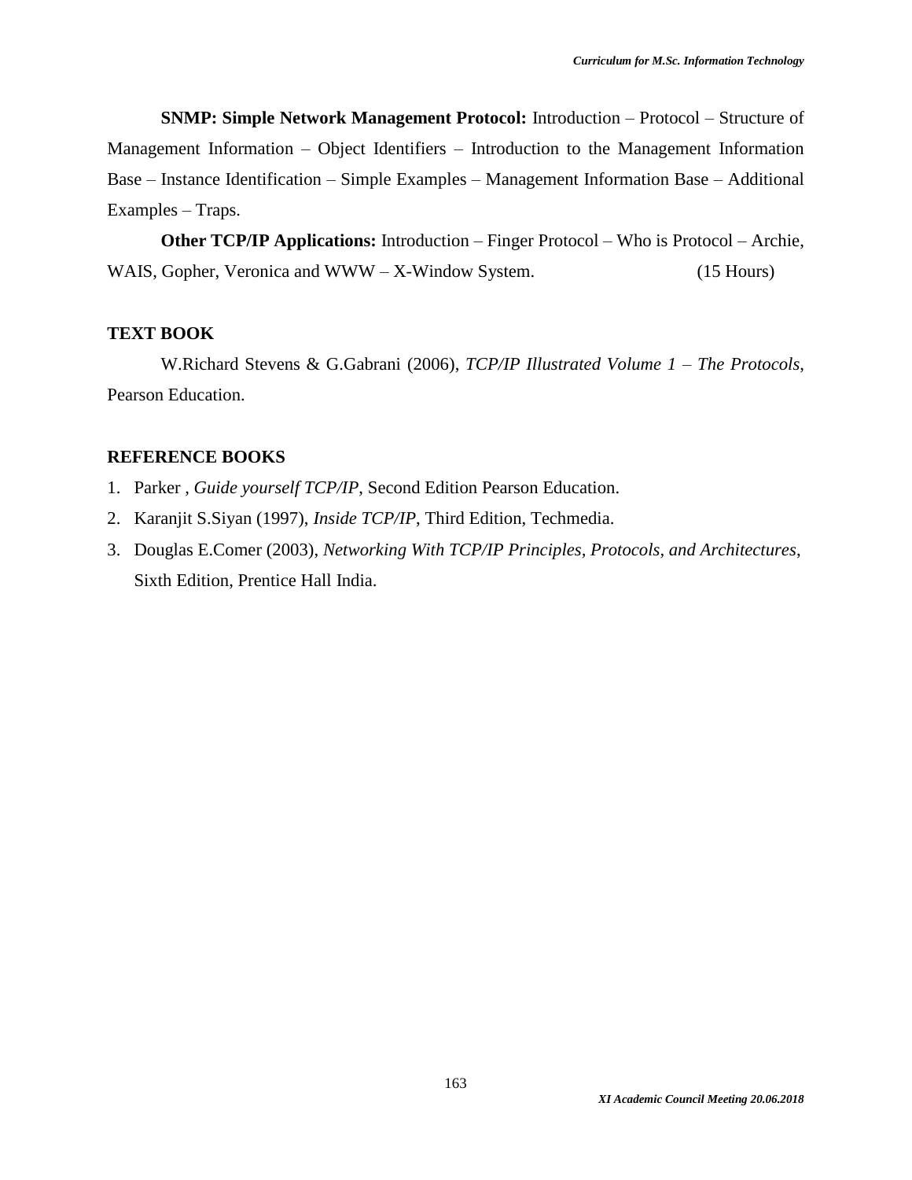**SNMP: Simple Network Management Protocol:** Introduction – Protocol – Structure of Management Information – Object Identifiers – Introduction to the Management Information Base – Instance Identification – Simple Examples – Management Information Base – Additional Examples – Traps.

**Other TCP/IP Applications:** Introduction – Finger Protocol – Who is Protocol – Archie, WAIS, Gopher, Veronica and WWW – X-Window System. (15 Hours)

## TEXT BOOK

W.Richard Stevens & G.Gabrani (2006), *TCP/IP Illustrated Volume 1 – The Protocols*, Pearson Education.

## REFERENCE BOOKS

1. Parker , *Guide yourself TCP/IP*, Second Edition Pearson Education.
2. Karanjit S.Siyan (1997), *Inside TCP/IP*, Third Edition, Techmedia.
3. Douglas E.Comer (2003), *Networking With TCP/IP Principles, Protocols, and Architectures*, Sixth Edition, Prentice Hall India.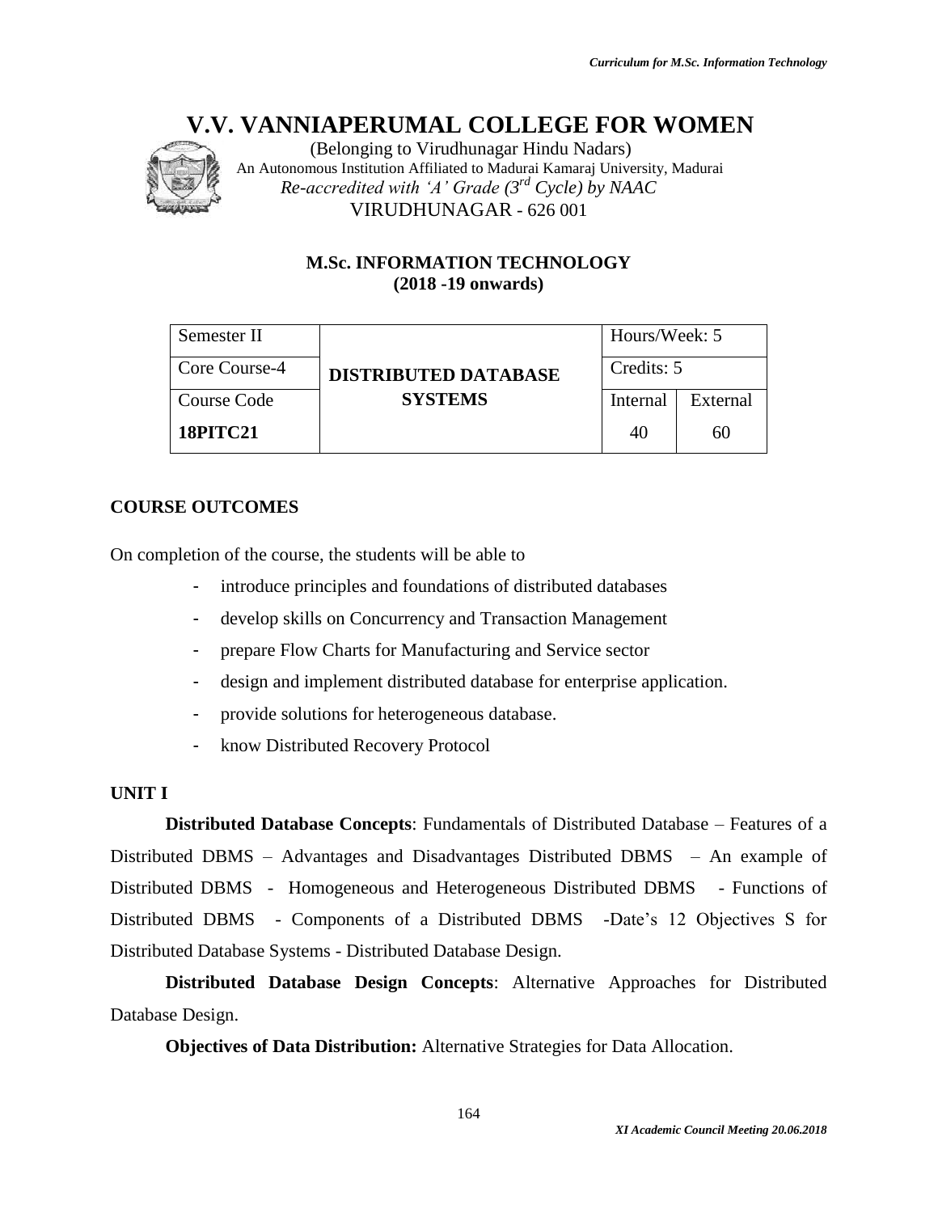# V.V. VANNIAPERUMAL COLLEGE FOR WOMEN

(Belonging to Virudhunagar Hindu Nadars)
An Autonomous Institution Affiliated to Madurai Kamaraj University, Madurai
*Re-accredited with 'A' Grade (3rd Cycle) by NAAC*
VIRUDHUNAGAR - 626 001

## M.Sc. INFORMATION TECHNOLOGY
## (2018 -19 onwards)

| Semester II | **DISTRIBUTED DATABASE SYSTEMS** | Hours/Week: 5 | |
|---|---|---|---|
| Core Course-4 | | Credits: 5 | |
| Course Code | | Internal | External |
| **18PITC21** | | 40 | 60 |

### COURSE OUTCOMES

On completion of the course, the students will be able to

- introduce principles and foundations of distributed databases
- develop skills on Concurrency and Transaction Management
- prepare Flow Charts for Manufacturing and Service sector
- design and implement distributed database for enterprise application.
- provide solutions for heterogeneous database.
- know Distributed Recovery Protocol

### UNIT I

**Distributed Database Concepts**: Fundamentals of Distributed Database – Features of a Distributed DBMS – Advantages and Disadvantages Distributed DBMS – An example of Distributed DBMS - Homogeneous and Heterogeneous Distributed DBMS - Functions of Distributed DBMS - Components of a Distributed DBMS -Date's 12 Objectives S for Distributed Database Systems - Distributed Database Design.

**Distributed Database Design Concepts**: Alternative Approaches for Distributed Database Design.

**Objectives of Data Distribution:** Alternative Strategies for Data Allocation.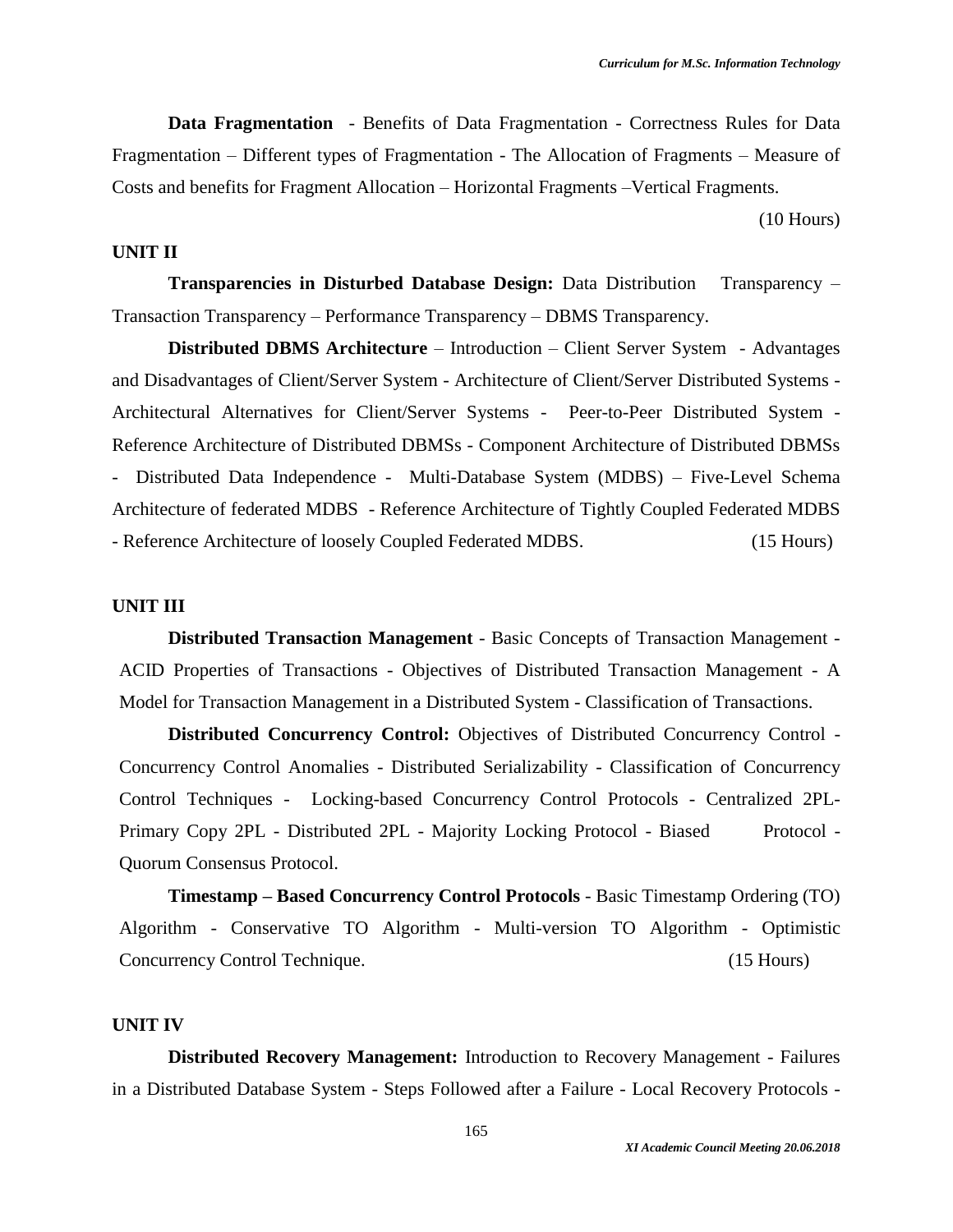**Data Fragmentation** - Benefits of Data Fragmentation - Correctness Rules for Data Fragmentation – Different types of Fragmentation - The Allocation of Fragments – Measure of Costs and benefits for Fragment Allocation – Horizontal Fragments –Vertical Fragments.

(10 Hours)

**UNIT II**

**Transparencies in Disturbed Database Design:** Data Distribution Transparency – Transaction Transparency – Performance Transparency – DBMS Transparency.

**Distributed DBMS Architecture** – Introduction – Client Server System - Advantages and Disadvantages of Client/Server System - Architecture of Client/Server Distributed Systems - Architectural Alternatives for Client/Server Systems - Peer-to-Peer Distributed System - Reference Architecture of Distributed DBMSs - Component Architecture of Distributed DBMSs - Distributed Data Independence - Multi-Database System (MDBS) – Five-Level Schema Architecture of federated MDBS - Reference Architecture of Tightly Coupled Federated MDBS - Reference Architecture of loosely Coupled Federated MDBS. (15 Hours)

**UNIT III**

**Distributed Transaction Management** - Basic Concepts of Transaction Management - ACID Properties of Transactions - Objectives of Distributed Transaction Management - A Model for Transaction Management in a Distributed System - Classification of Transactions.

**Distributed Concurrency Control:** Objectives of Distributed Concurrency Control - Concurrency Control Anomalies - Distributed Serializability - Classification of Concurrency Control Techniques - Locking-based Concurrency Control Protocols - Centralized 2PL-Primary Copy 2PL - Distributed 2PL - Majority Locking Protocol - Biased Protocol - Quorum Consensus Protocol.

**Timestamp – Based Concurrency Control Protocols** - Basic Timestamp Ordering (TO) Algorithm - Conservative TO Algorithm - Multi-version TO Algorithm - Optimistic Concurrency Control Technique. (15 Hours)

**UNIT IV**

**Distributed Recovery Management:** Introduction to Recovery Management - Failures in a Distributed Database System - Steps Followed after a Failure - Local Recovery Protocols -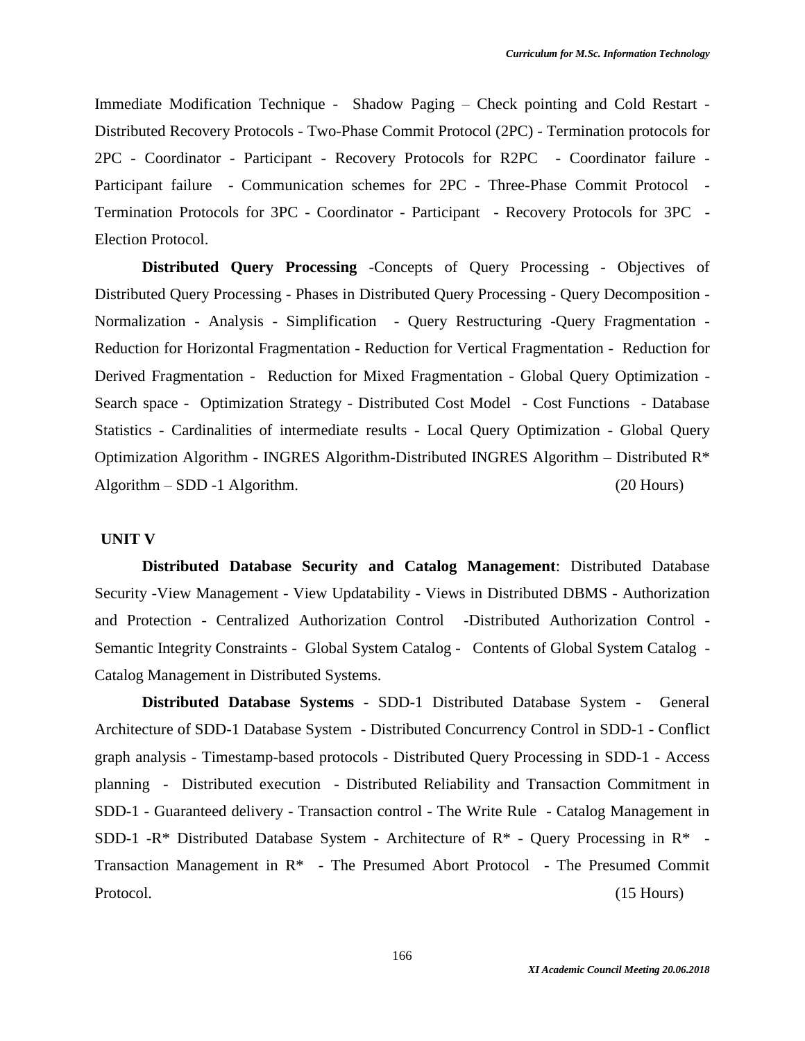Immediate Modification Technique - Shadow Paging – Check pointing and Cold Restart - Distributed Recovery Protocols - Two-Phase Commit Protocol (2PC) - Termination protocols for 2PC - Coordinator - Participant - Recovery Protocols for R2PC - Coordinator failure - Participant failure - Communication schemes for 2PC - Three-Phase Commit Protocol - Termination Protocols for 3PC - Coordinator - Participant - Recovery Protocols for 3PC - Election Protocol.

**Distributed Query Processing** -Concepts of Query Processing - Objectives of Distributed Query Processing - Phases in Distributed Query Processing - Query Decomposition - Normalization - Analysis - Simplification - Query Restructuring -Query Fragmentation - Reduction for Horizontal Fragmentation - Reduction for Vertical Fragmentation - Reduction for Derived Fragmentation - Reduction for Mixed Fragmentation - Global Query Optimization - Search space - Optimization Strategy - Distributed Cost Model - Cost Functions - Database Statistics - Cardinalities of intermediate results - Local Query Optimization - Global Query Optimization Algorithm - INGRES Algorithm-Distributed INGRES Algorithm – Distributed R* Algorithm – SDD -1 Algorithm. (20 Hours)

**UNIT V**

**Distributed Database Security and Catalog Management**: Distributed Database Security -View Management - View Updatability - Views in Distributed DBMS - Authorization and Protection - Centralized Authorization Control -Distributed Authorization Control - Semantic Integrity Constraints - Global System Catalog - Contents of Global System Catalog - Catalog Management in Distributed Systems.

**Distributed Database Systems** - SDD-1 Distributed Database System - General Architecture of SDD-1 Database System - Distributed Concurrency Control in SDD-1 - Conflict graph analysis - Timestamp-based protocols - Distributed Query Processing in SDD-1 - Access planning - Distributed execution - Distributed Reliability and Transaction Commitment in SDD-1 - Guaranteed delivery - Transaction control - The Write Rule - Catalog Management in SDD-1 -R* Distributed Database System - Architecture of R* - Query Processing in R* - Transaction Management in R* - The Presumed Abort Protocol - The Presumed Commit Protocol. (15 Hours)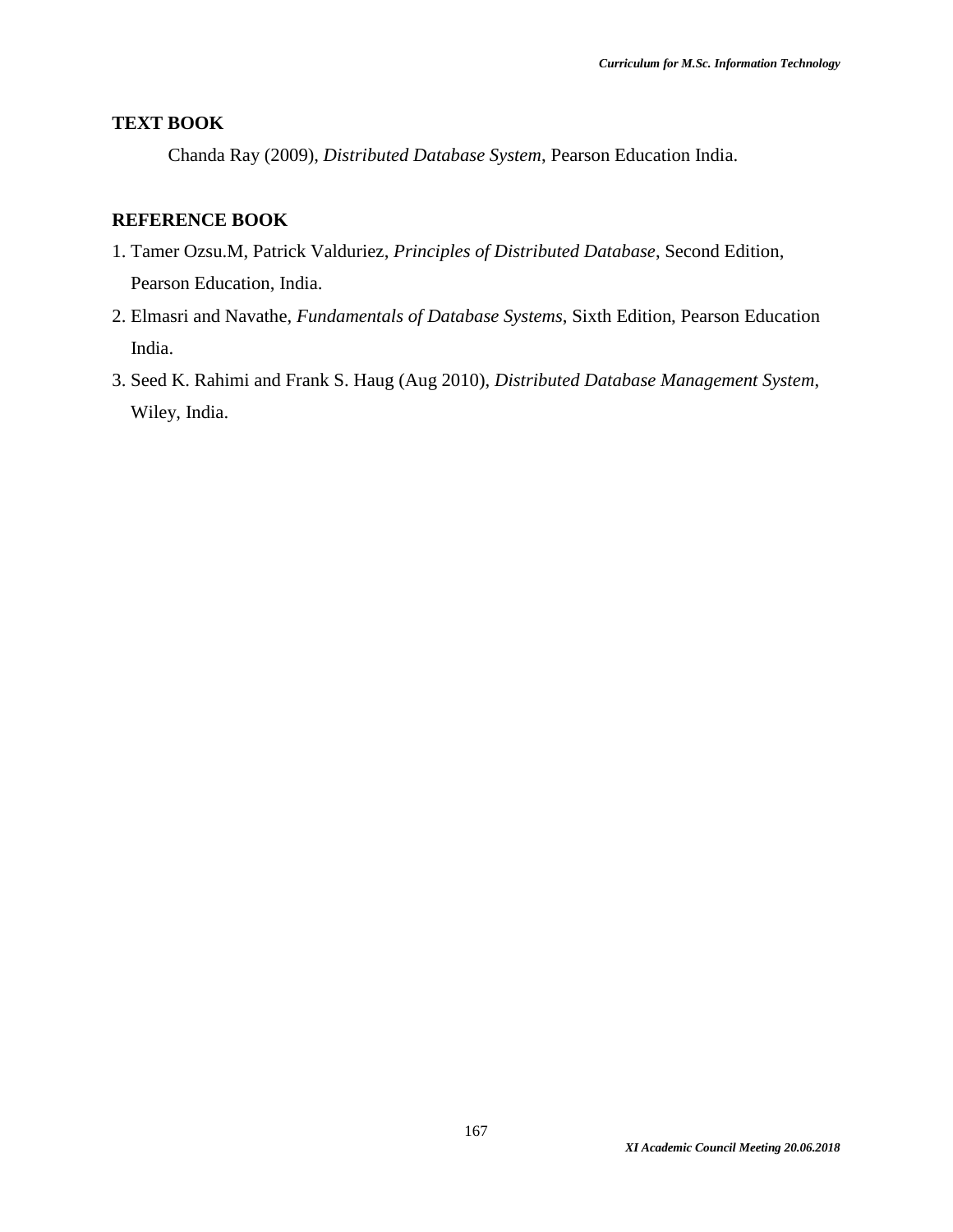## TEXT BOOK

Chanda Ray (2009), *Distributed Database System*, Pearson Education India.

## REFERENCE BOOK

1. Tamer Ozsu.M, Patrick Valduriez, *Principles of Distributed Database*, Second Edition, Pearson Education, India.
2. Elmasri and Navathe, *Fundamentals of Database Systems*, Sixth Edition, Pearson Education India.
3. Seed K. Rahimi and Frank S. Haug (Aug 2010), *Distributed Database Management System*, Wiley, India.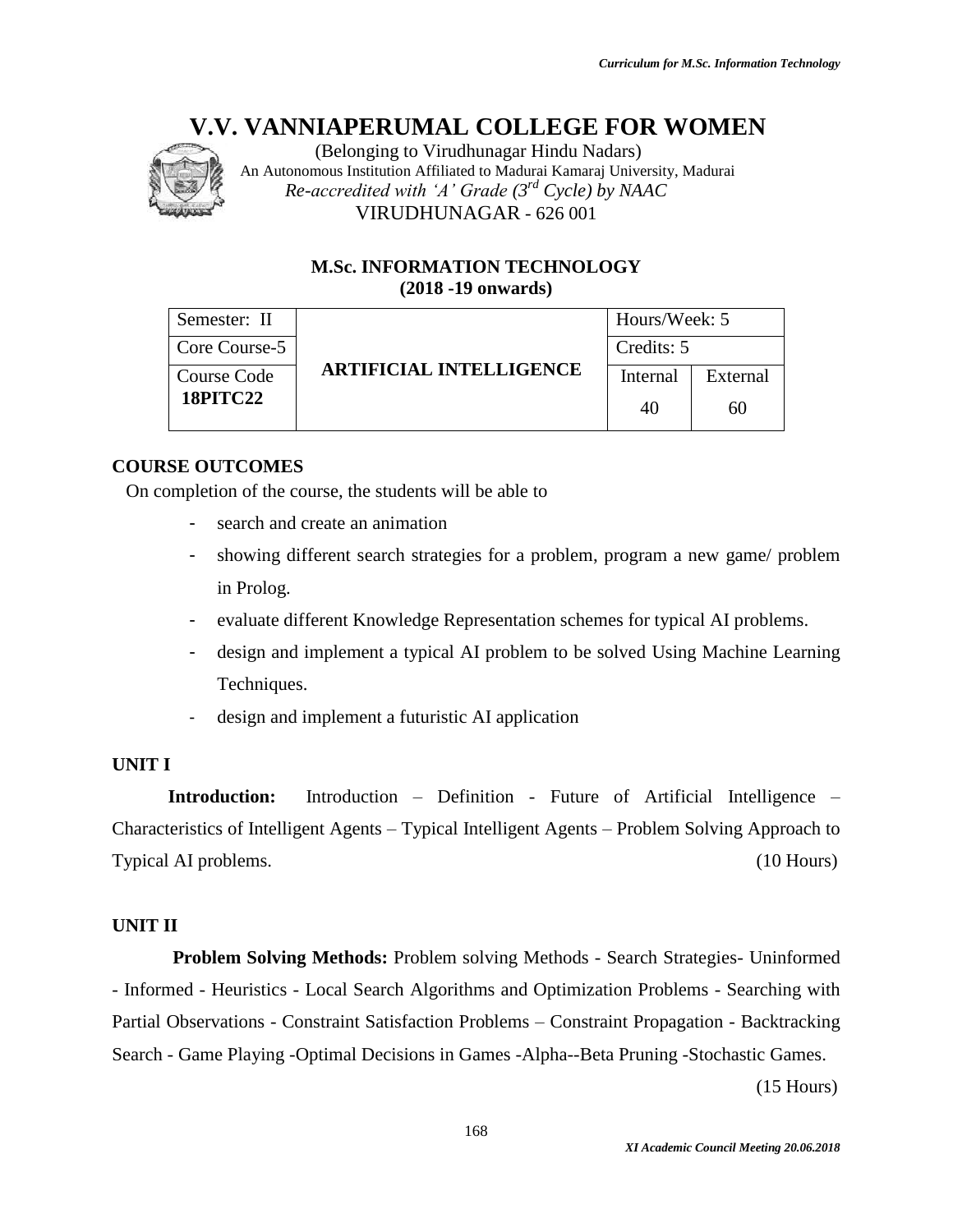# V.V. VANNIAPERUMAL COLLEGE FOR WOMEN

(Belonging to Virudhunagar Hindu Nadars)
An Autonomous Institution Affiliated to Madurai Kamaraj University, Madurai
*Re-accredited with 'A' Grade (3rd Cycle) by NAAC*
VIRUDHUNAGAR - 626 001

## M.Sc. INFORMATION TECHNOLOGY
**(2018 -19 onwards)**

| Semester: II | ARTIFICIAL INTELLIGENCE | Hours/Week: 5 | |
|---|---|---|---|
| Core Course-5 | | Credits: 5 | |
| Course Code **18PITC22** | | Internal 40 | External 60 |

### COURSE OUTCOMES

On completion of the course, the students will be able to

- search and create an animation
- showing different search strategies for a problem, program a new game/ problem in Prolog.
- evaluate different Knowledge Representation schemes for typical AI problems.
- design and implement a typical AI problem to be solved Using Machine Learning Techniques.
- design and implement a futuristic AI application

### UNIT I

**Introduction:** Introduction – Definition - Future of Artificial Intelligence – Characteristics of Intelligent Agents – Typical Intelligent Agents – Problem Solving Approach to Typical AI problems. (10 Hours)

### UNIT II

**Problem Solving Methods:** Problem solving Methods - Search Strategies- Uninformed - Informed - Heuristics - Local Search Algorithms and Optimization Problems - Searching with Partial Observations - Constraint Satisfaction Problems – Constraint Propagation - Backtracking Search - Game Playing -Optimal Decisions in Games -Alpha--Beta Pruning -Stochastic Games.

(15 Hours)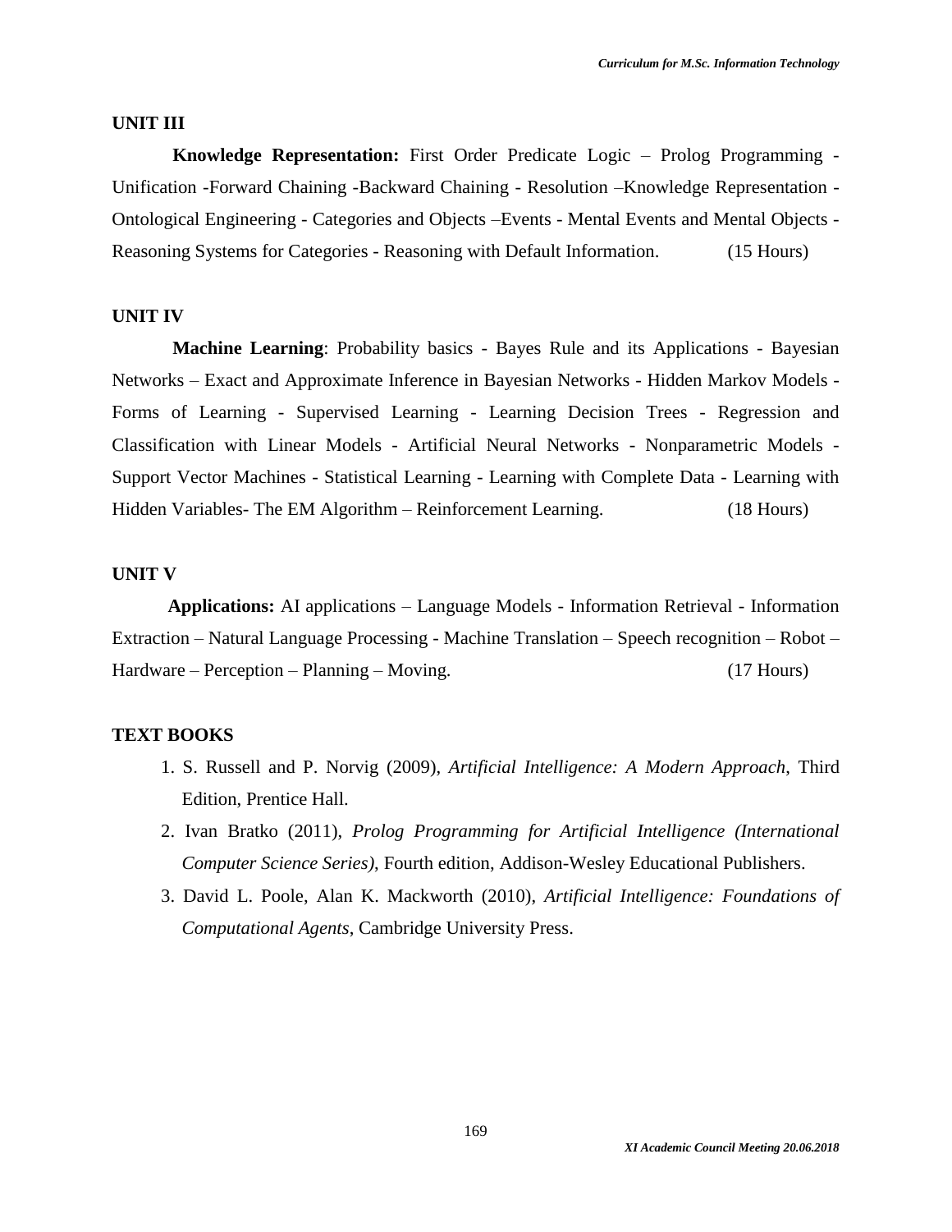## UNIT III

**Knowledge Representation:** First Order Predicate Logic – Prolog Programming - Unification -Forward Chaining -Backward Chaining - Resolution –Knowledge Representation - Ontological Engineering - Categories and Objects –Events - Mental Events and Mental Objects - Reasoning Systems for Categories - Reasoning with Default Information. (15 Hours)

## UNIT IV

**Machine Learning**: Probability basics - Bayes Rule and its Applications - Bayesian Networks – Exact and Approximate Inference in Bayesian Networks - Hidden Markov Models - Forms of Learning - Supervised Learning - Learning Decision Trees - Regression and Classification with Linear Models - Artificial Neural Networks - Nonparametric Models - Support Vector Machines - Statistical Learning - Learning with Complete Data - Learning with Hidden Variables- The EM Algorithm – Reinforcement Learning. (18 Hours)

## UNIT V

**Applications:** AI applications – Language Models - Information Retrieval - Information Extraction – Natural Language Processing - Machine Translation – Speech recognition – Robot – Hardware – Perception – Planning – Moving. (17 Hours)

## TEXT BOOKS

1. S. Russell and P. Norvig (2009), *Artificial Intelligence: A Modern Approach*, Third Edition, Prentice Hall.
2. Ivan Bratko (2011), *Prolog Programming for Artificial Intelligence (International Computer Science Series)*, Fourth edition, Addison-Wesley Educational Publishers.
3. David L. Poole, Alan K. Mackworth (2010), *Artificial Intelligence: Foundations of Computational Agents*, Cambridge University Press.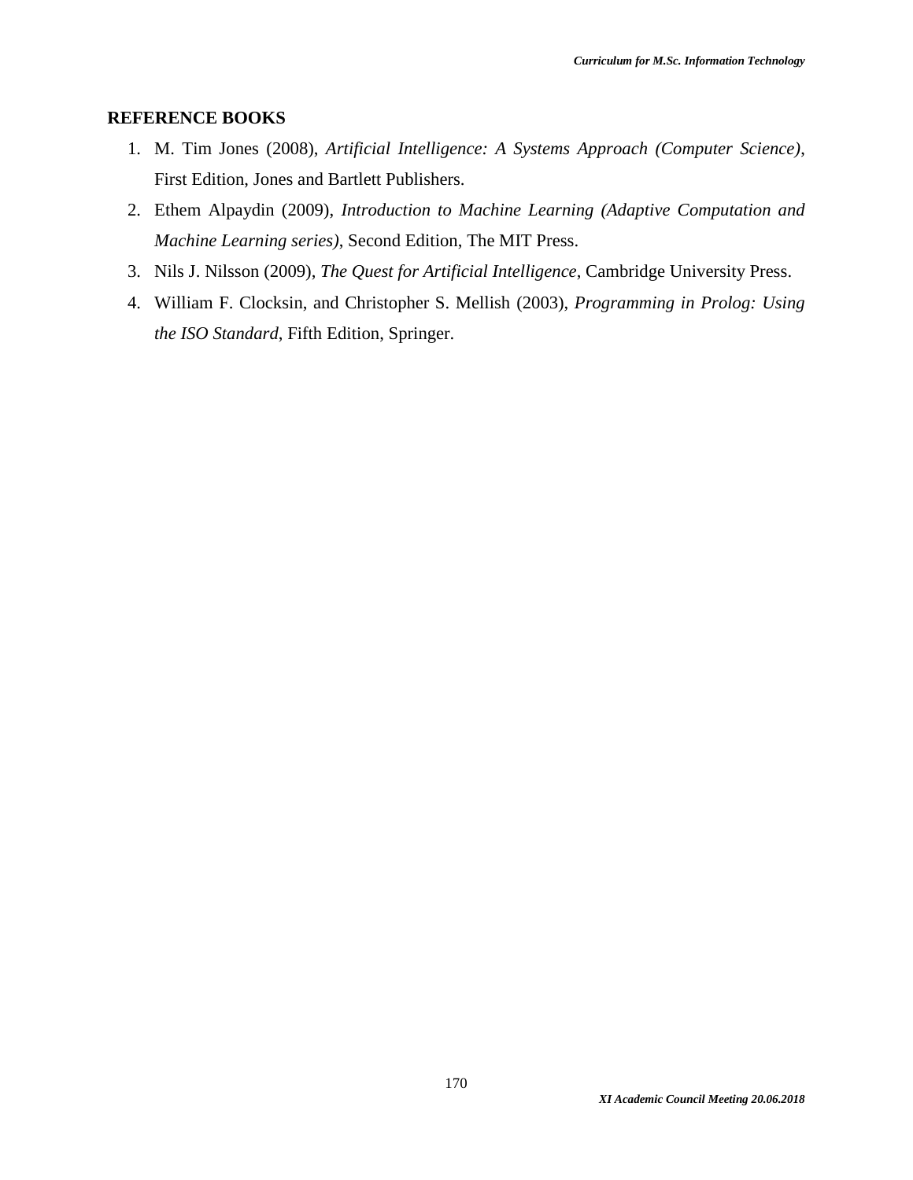**REFERENCE BOOKS**

1. M. Tim Jones (2008), *Artificial Intelligence: A Systems Approach (Computer Science)*, First Edition, Jones and Bartlett Publishers.
2. Ethem Alpaydin (2009), *Introduction to Machine Learning (Adaptive Computation and Machine Learning series)*, Second Edition, The MIT Press.
3. Nils J. Nilsson (2009), *The Quest for Artificial Intelligence*, Cambridge University Press.
4. William F. Clocksin, and Christopher S. Mellish (2003), *Programming in Prolog: Using the ISO Standard*, Fifth Edition, Springer.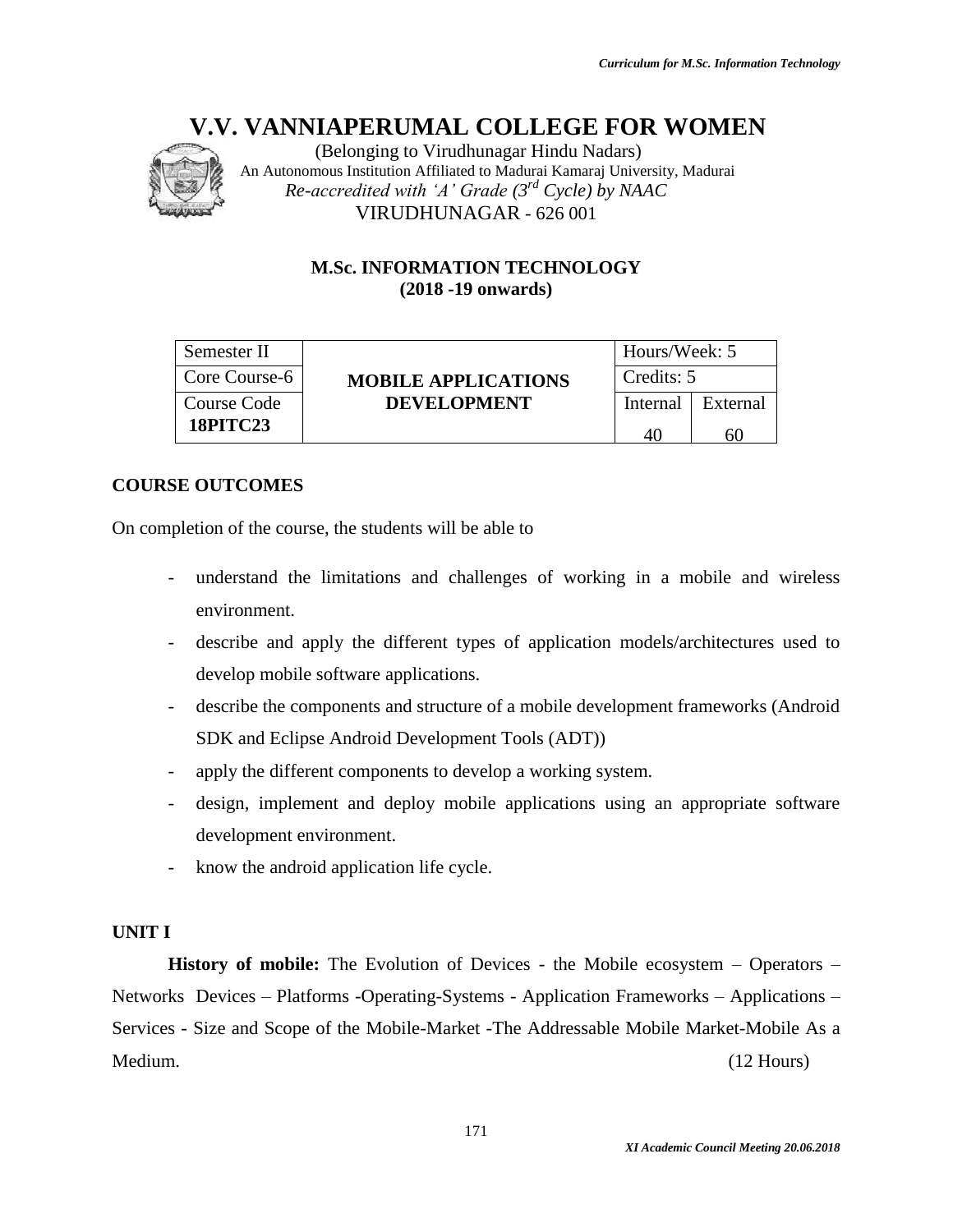# V.V. VANNIAPERUMAL COLLEGE FOR WOMEN

(Belonging to Virudhunagar Hindu Nadars)
An Autonomous Institution Affiliated to Madurai Kamaraj University, Madurai
*Re-accredited with 'A' Grade (3rd Cycle) by NAAC*
VIRUDHUNAGAR - 626 001

## M.Sc. INFORMATION TECHNOLOGY
**(2018 -19 onwards)**

| Semester II | **MOBILE APPLICATIONS DEVELOPMENT** | Hours/Week: 5 | |
|---|---|---|---|
| Core Course-6 | | Credits: 5 | |
| Course Code **18PITC23** | | Internal<br>40 | External<br>60 |

### COURSE OUTCOMES

On completion of the course, the students will be able to

- understand the limitations and challenges of working in a mobile and wireless environment.
- describe and apply the different types of application models/architectures used to develop mobile software applications.
- describe the components and structure of a mobile development frameworks (Android SDK and Eclipse Android Development Tools (ADT))
- apply the different components to develop a working system.
- design, implement and deploy mobile applications using an appropriate software development environment.
- know the android application life cycle.

### UNIT I

**History of mobile:** The Evolution of Devices - the Mobile ecosystem – Operators – Networks Devices – Platforms -Operating-Systems - Application Frameworks – Applications – Services - Size and Scope of the Mobile-Market -The Addressable Mobile Market-Mobile As a Medium. (12 Hours)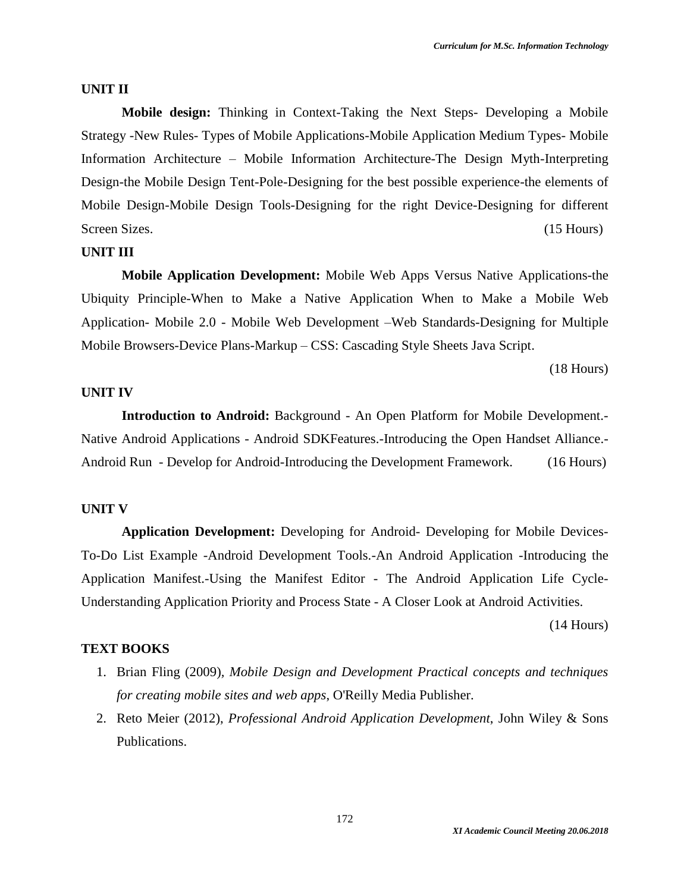**UNIT II**

**Mobile design:** Thinking in Context-Taking the Next Steps- Developing a Mobile Strategy -New Rules- Types of Mobile Applications-Mobile Application Medium Types- Mobile Information Architecture – Mobile Information Architecture-The Design Myth-Interpreting Design-the Mobile Design Tent-Pole-Designing for the best possible experience-the elements of Mobile Design-Mobile Design Tools-Designing for the right Device-Designing for different Screen Sizes. (15 Hours)

**UNIT III**

**Mobile Application Development:** Mobile Web Apps Versus Native Applications-the Ubiquity Principle-When to Make a Native Application When to Make a Mobile Web Application- Mobile 2.0 - Mobile Web Development –Web Standards-Designing for Multiple Mobile Browsers-Device Plans-Markup – CSS: Cascading Style Sheets Java Script.

(18 Hours)

**UNIT IV**

**Introduction to Android:** Background - An Open Platform for Mobile Development.- Native Android Applications - Android SDKFeatures.-Introducing the Open Handset Alliance.- Android Run - Develop for Android-Introducing the Development Framework. (16 Hours)

**UNIT V**

**Application Development:** Developing for Android- Developing for Mobile Devices- To-Do List Example -Android Development Tools.-An Android Application -Introducing the Application Manifest.-Using the Manifest Editor - The Android Application Life Cycle- Understanding Application Priority and Process State - A Closer Look at Android Activities.

(14 Hours)

**TEXT BOOKS**

1. Brian Fling (2009), *Mobile Design and Development Practical concepts and techniques for creating mobile sites and web apps*, O'Reilly Media Publisher.
2. Reto Meier (2012), *Professional Android Application Development*, John Wiley & Sons Publications.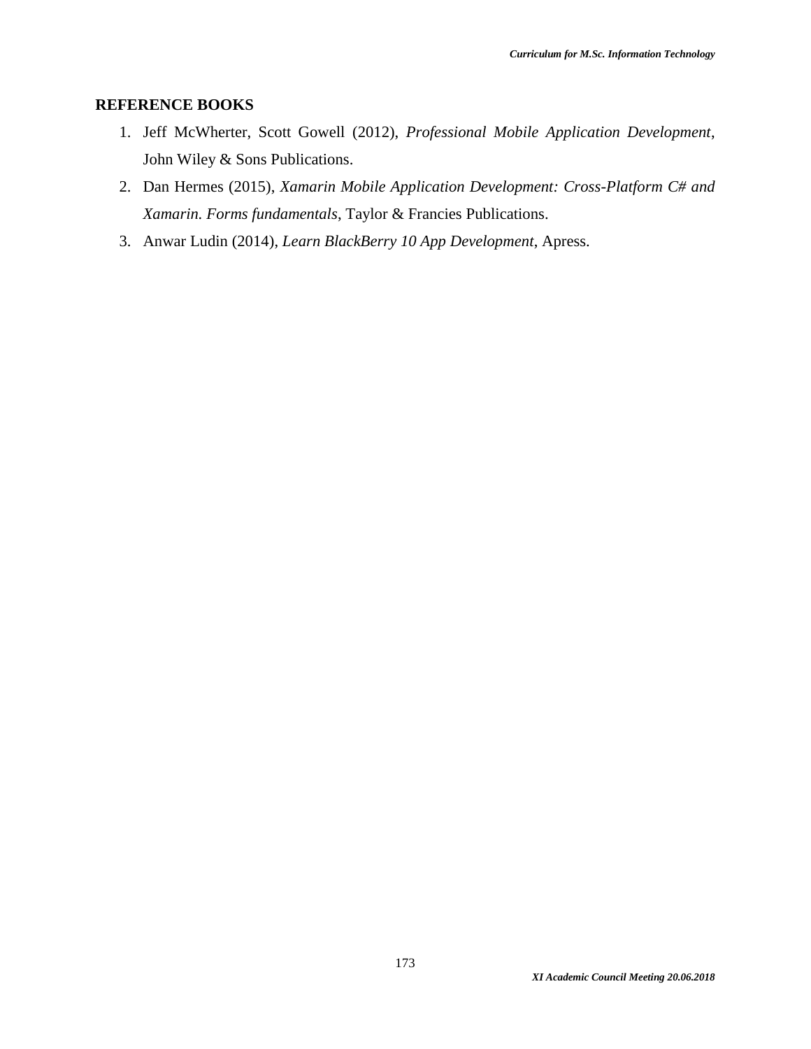**REFERENCE BOOKS**

1. Jeff McWherter, Scott Gowell (2012), *Professional Mobile Application Development*, John Wiley & Sons Publications.
2. Dan Hermes (2015), *Xamarin Mobile Application Development: Cross-Platform C# and Xamarin. Forms fundamentals*, Taylor & Francies Publications.
3. Anwar Ludin (2014), *Learn BlackBerry 10 App Development*, Apress.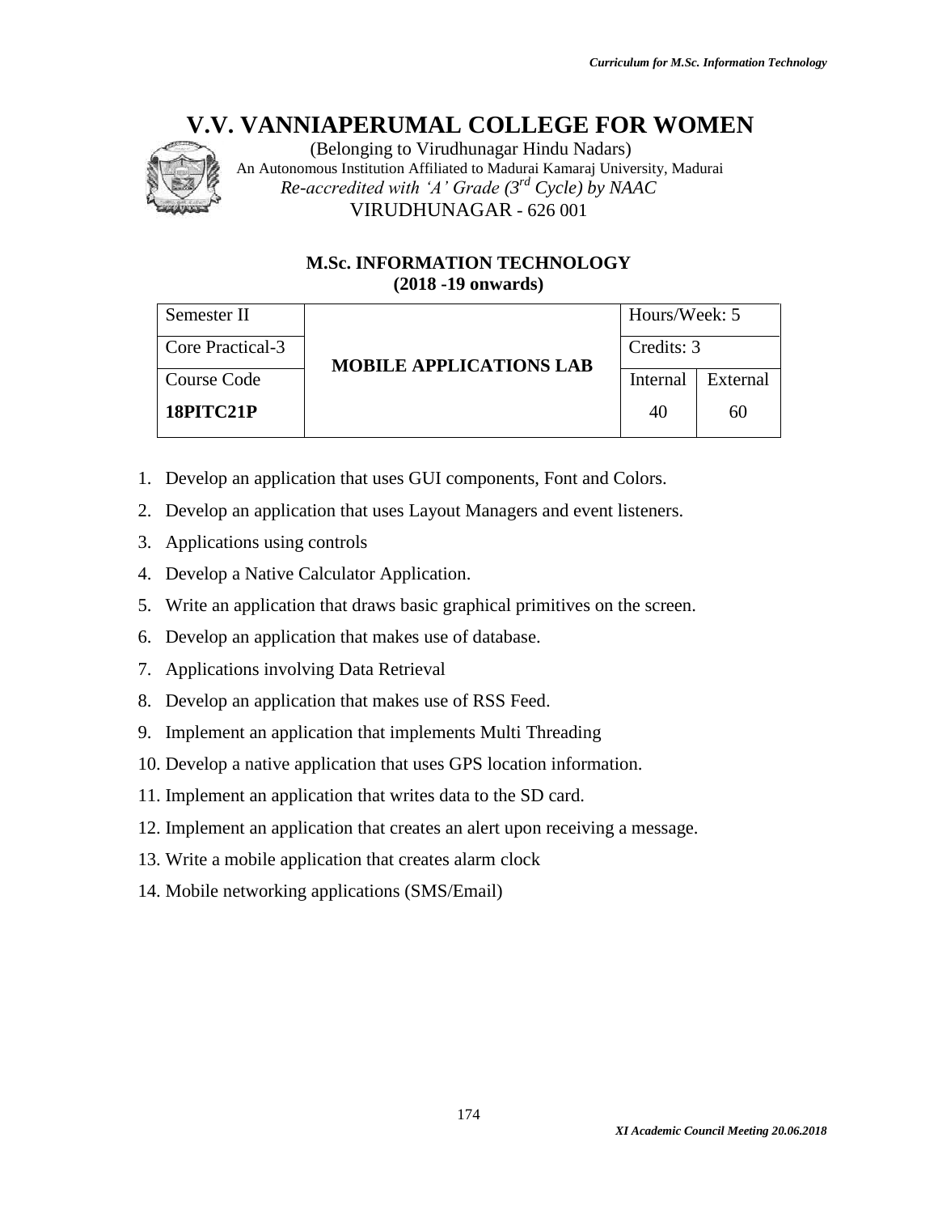# V.V. VANNIAPERUMAL COLLEGE FOR WOMEN

(Belonging to Virudhunagar Hindu Nadars)
An Autonomous Institution Affiliated to Madurai Kamaraj University, Madurai
*Re-accredited with 'A' Grade (3rd Cycle) by NAAC*
VIRUDHUNAGAR - 626 001

## M.Sc. INFORMATION TECHNOLOGY
**(2018 -19 onwards)**

| Semester II | **MOBILE APPLICATIONS LAB** | Hours/Week: 5 | |
|---|---|---|---|
| Core Practical-3 | | Credits: 3 | |
| Course Code | | Internal | External |
| **18PITC21P** | | 40 | 60 |

1. Develop an application that uses GUI components, Font and Colors.
2. Develop an application that uses Layout Managers and event listeners.
3. Applications using controls
4. Develop a Native Calculator Application.
5. Write an application that draws basic graphical primitives on the screen.
6. Develop an application that makes use of database.
7. Applications involving Data Retrieval
8. Develop an application that makes use of RSS Feed.
9. Implement an application that implements Multi Threading
10. Develop a native application that uses GPS location information.
11. Implement an application that writes data to the SD card.
12. Implement an application that creates an alert upon receiving a message.
13. Write a mobile application that creates alarm clock
14. Mobile networking applications (SMS/Email)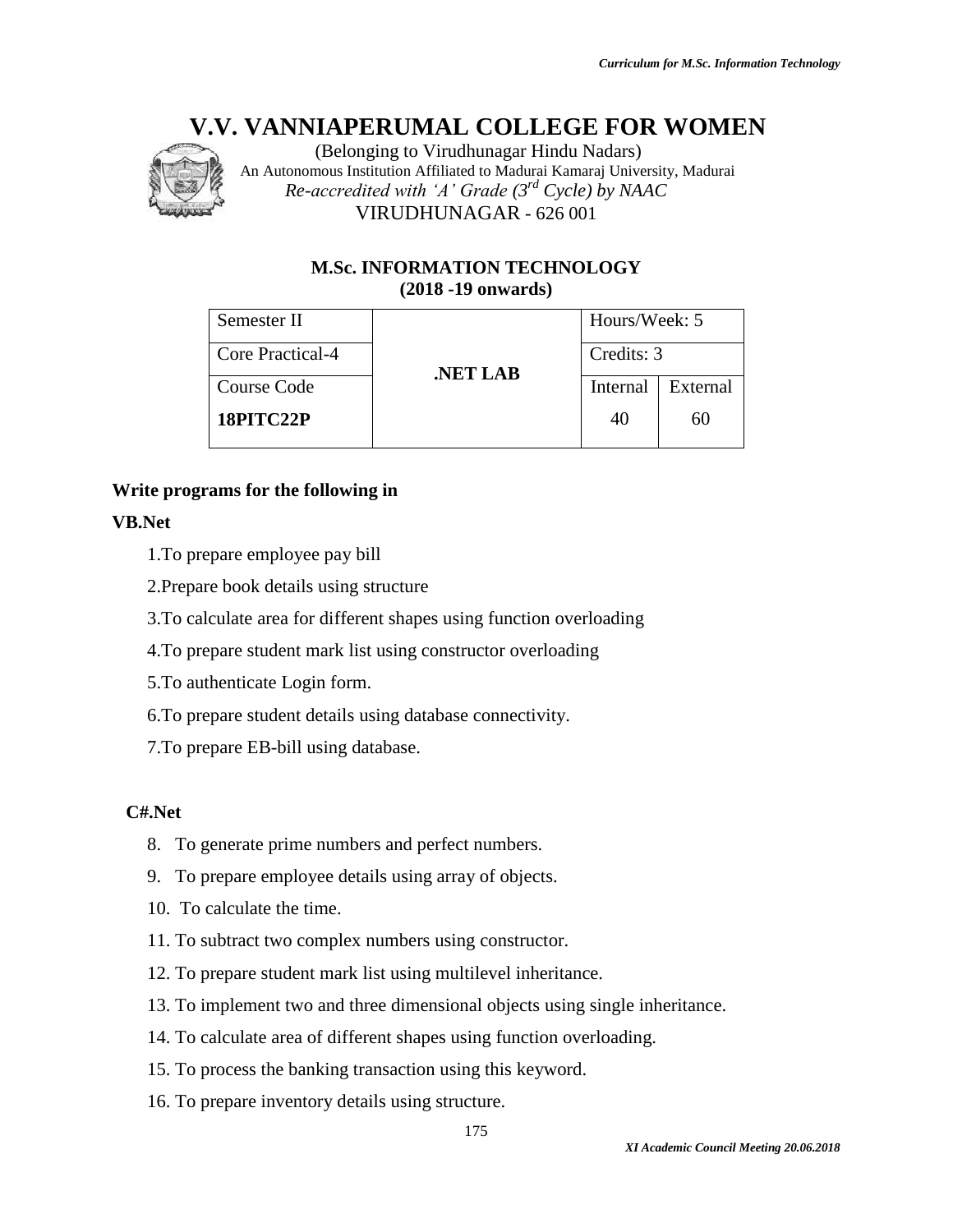# V.V. VANNIAPERUMAL COLLEGE FOR WOMEN

(Belonging to Virudhunagar Hindu Nadars)
An Autonomous Institution Affiliated to Madurai Kamaraj University, Madurai
*Re-accredited with 'A' Grade (3rd Cycle) by NAAC*
VIRUDHUNAGAR - 626 001

## M.Sc. INFORMATION TECHNOLOGY
**(2018 -19 onwards)**

| Semester II | .NET LAB | Hours/Week: 5 | |
|---|---|---|---|
| Core Practical-4 | | Credits: 3 | |
| Course Code | | Internal | External |
| **18PITC22P** | | 40 | 60 |

**Write programs for the following in**

**VB.Net**

1. To prepare employee pay bill
2. Prepare book details using structure
3. To calculate area for different shapes using function overloading
4. To prepare student mark list using constructor overloading
5. To authenticate Login form.
6. To prepare student details using database connectivity.
7. To prepare EB-bill using database.

**C#.Net**

8. To generate prime numbers and perfect numbers.
9. To prepare employee details using array of objects.
10. To calculate the time.
11. To subtract two complex numbers using constructor.
12. To prepare student mark list using multilevel inheritance.
13. To implement two and three dimensional objects using single inheritance.
14. To calculate area of different shapes using function overloading.
15. To process the banking transaction using this keyword.
16. To prepare inventory details using structure.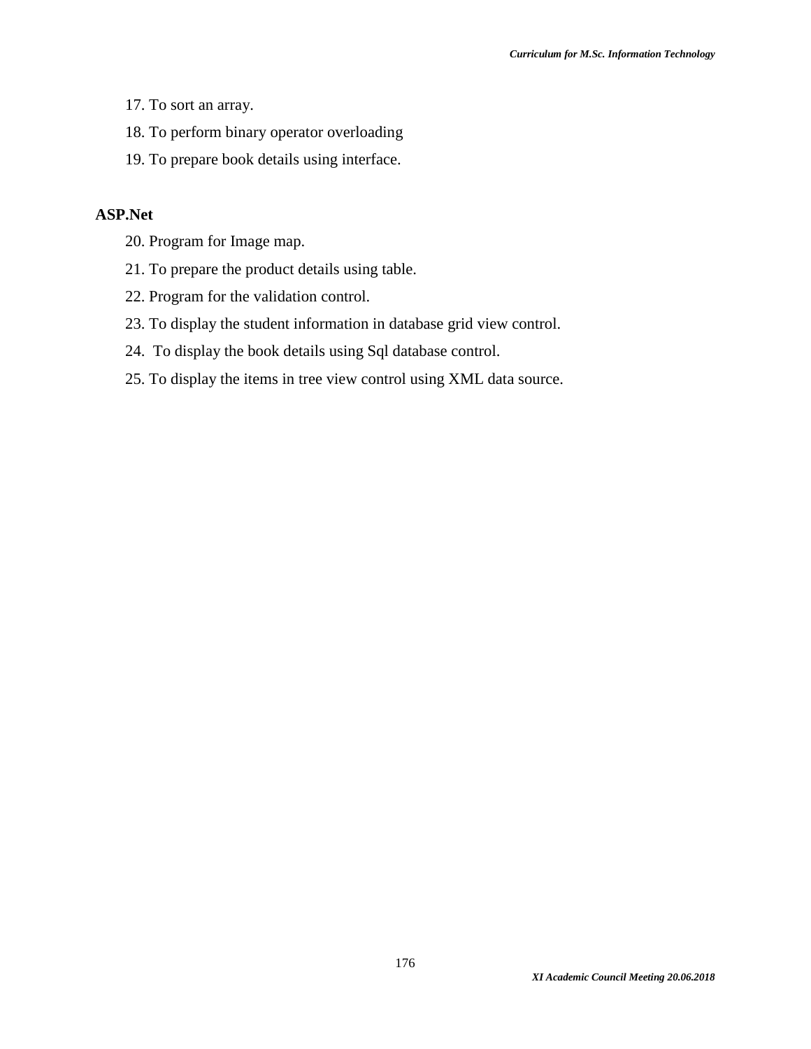17. To sort an array.
18. To perform binary operator overloading
19. To prepare book details using interface.

**ASP.Net**

20. Program for Image map.
21. To prepare the product details using table.
22. Program for the validation control.
23. To display the student information in database grid view control.
24. To display the book details using Sql database control.
25. To display the items in tree view control using XML data source.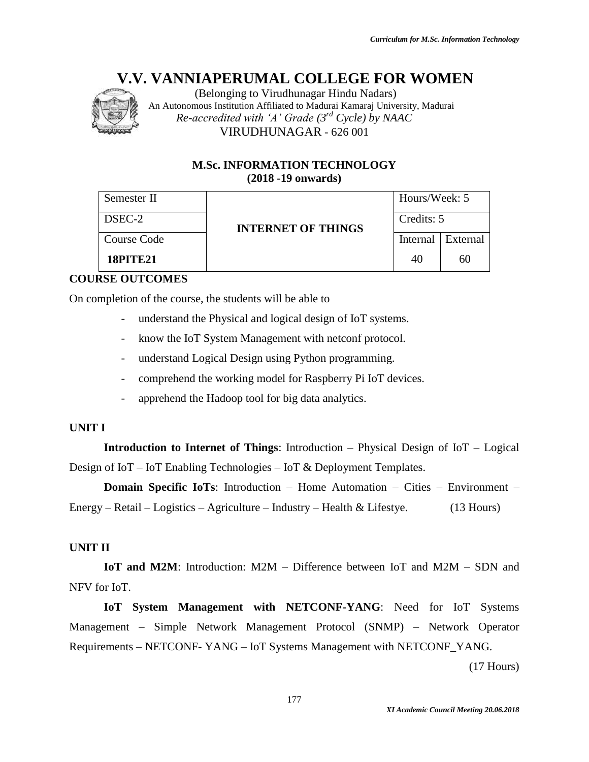# V.V. VANNIAPERUMAL COLLEGE FOR WOMEN

(Belonging to Virudhunagar Hindu Nadars)
An Autonomous Institution Affiliated to Madurai Kamaraj University, Madurai
*Re-accredited with 'A' Grade (3rd Cycle) by NAAC*
VIRUDHUNAGAR - 626 001

## M.Sc. INFORMATION TECHNOLOGY
**(2018 -19 onwards)**

| Semester II | **INTERNET OF THINGS** | Hours/Week: 5 | |
|---|---|---|---|
| DSEC-2 | | Credits: 5 | |
| Course Code | | Internal | External |
| **18PITE21** | | 40 | 60 |

**COURSE OUTCOMES**

On completion of the course, the students will be able to

- understand the Physical and logical design of IoT systems.
- know the IoT System Management with netconf protocol.
- understand Logical Design using Python programming.
- comprehend the working model for Raspberry Pi IoT devices.
- apprehend the Hadoop tool for big data analytics.

**UNIT I**

**Introduction to Internet of Things**: Introduction – Physical Design of IoT – Logical Design of IoT – IoT Enabling Technologies – IoT & Deployment Templates.

**Domain Specific IoTs**: Introduction – Home Automation – Cities – Environment – Energy – Retail – Logistics – Agriculture – Industry – Health & Lifestye. (13 Hours)

**UNIT II**

**IoT and M2M**: Introduction: M2M – Difference between IoT and M2M – SDN and NFV for IoT.

**IoT System Management with NETCONF-YANG**: Need for IoT Systems Management – Simple Network Management Protocol (SNMP) – Network Operator Requirements – NETCONF- YANG – IoT Systems Management with NETCONF_YANG.

(17 Hours)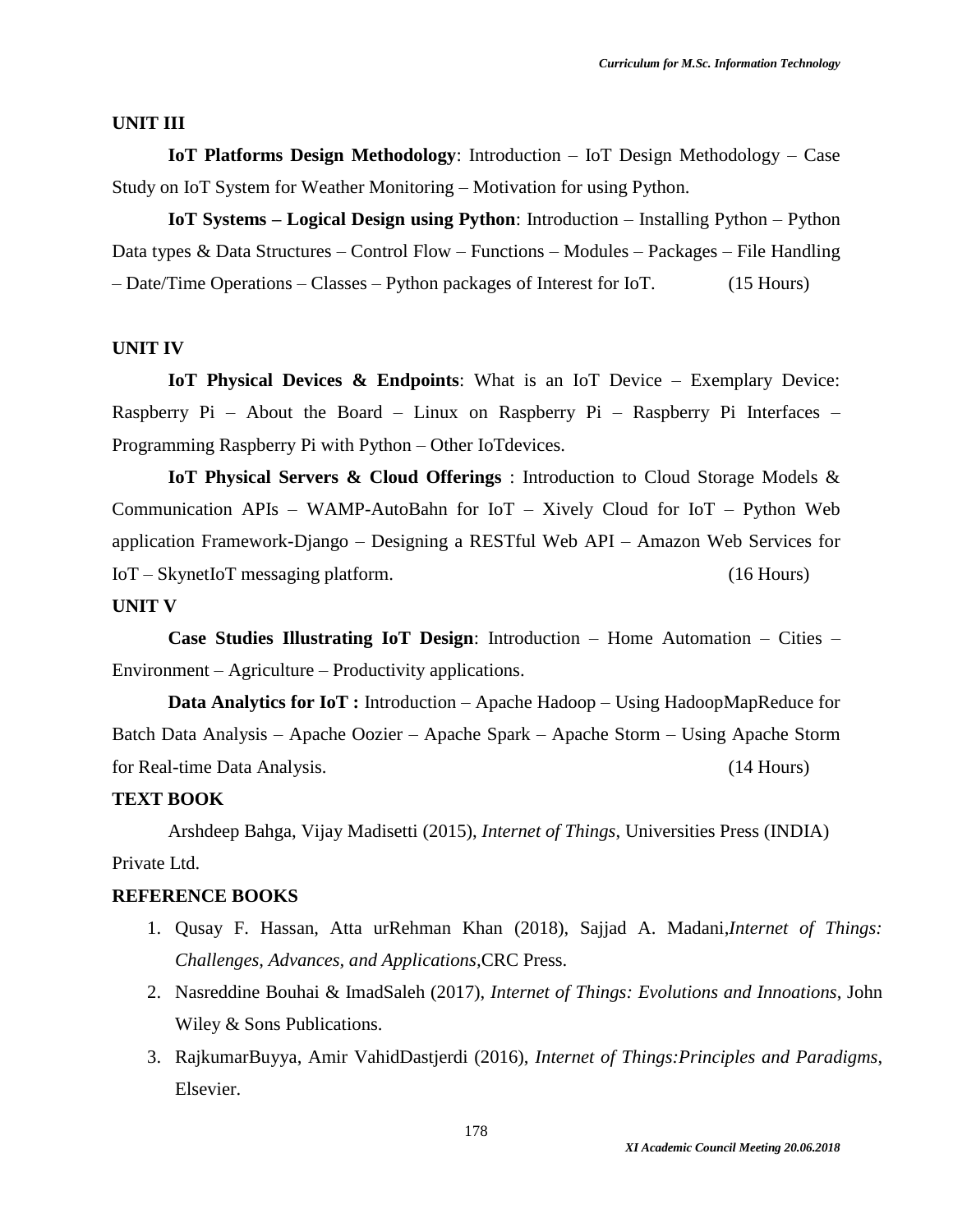### UNIT III

**IoT Platforms Design Methodology**: Introduction – IoT Design Methodology – Case Study on IoT System for Weather Monitoring – Motivation for using Python.

**IoT Systems – Logical Design using Python**: Introduction – Installing Python – Python Data types & Data Structures – Control Flow – Functions – Modules – Packages – File Handling – Date/Time Operations – Classes – Python packages of Interest for IoT. (15 Hours)

### UNIT IV

**IoT Physical Devices & Endpoints**: What is an IoT Device – Exemplary Device: Raspberry Pi – About the Board – Linux on Raspberry Pi – Raspberry Pi Interfaces – Programming Raspberry Pi with Python – Other IoTdevices.

**IoT Physical Servers & Cloud Offerings** : Introduction to Cloud Storage Models & Communication APIs – WAMP-AutoBahn for IoT – Xively Cloud for IoT – Python Web application Framework-Django – Designing a RESTful Web API – Amazon Web Services for IoT – SkynetIoT messaging platform. (16 Hours)

### UNIT V

**Case Studies Illustrating IoT Design**: Introduction – Home Automation – Cities – Environment – Agriculture – Productivity applications.

**Data Analytics for IoT :** Introduction – Apache Hadoop – Using HadoopMapReduce for Batch Data Analysis – Apache Oozier – Apache Spark – Apache Storm – Using Apache Storm for Real-time Data Analysis. (14 Hours)

### TEXT BOOK

Arshdeep Bahga, Vijay Madisetti (2015), *Internet of Things*, Universities Press (INDIA) Private Ltd.

### REFERENCE BOOKS

1. Qusay F. Hassan, Atta urRehman Khan (2018), Sajjad A. Madani,*Internet of Things: Challenges, Advances, and Applications*,CRC Press.
2. Nasreddine Bouhai & ImadSaleh (2017), *Internet of Things: Evolutions and Innoations*, John Wiley & Sons Publications.
3. RajkumarBuyya, Amir VahidDastjerdi (2016), *Internet of Things:Principles and Paradigms*, Elsevier.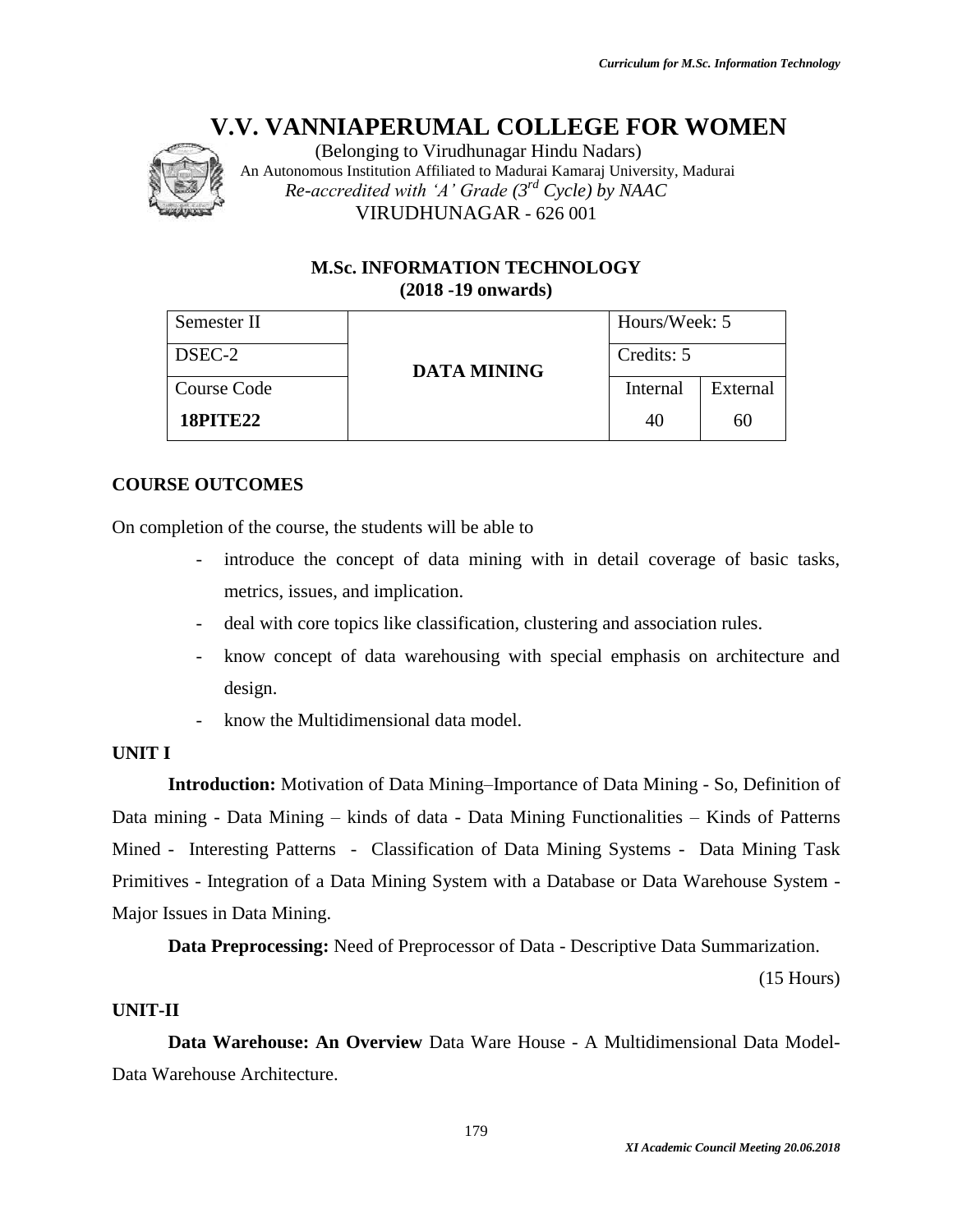# V.V. VANNIAPERUMAL COLLEGE FOR WOMEN

(Belonging to Virudhunagar Hindu Nadars)
An Autonomous Institution Affiliated to Madurai Kamaraj University, Madurai
*Re-accredited with 'A' Grade (3rd Cycle) by NAAC*
VIRUDHUNAGAR - 626 001

## M.Sc. INFORMATION TECHNOLOGY
**(2018 -19 onwards)**

| Semester II | DATA MINING | Hours/Week: 5 | |
|---|---|---|---|
| DSEC-2 | | Credits: 5 | |
| Course Code | | Internal | External |
| **18PITE22** | | 40 | 60 |

### COURSE OUTCOMES

On completion of the course, the students will be able to

- introduce the concept of data mining with in detail coverage of basic tasks, metrics, issues, and implication.
- deal with core topics like classification, clustering and association rules.
- know concept of data warehousing with special emphasis on architecture and design.
- know the Multidimensional data model.

### UNIT I

**Introduction:** Motivation of Data Mining–Importance of Data Mining - So, Definition of Data mining - Data Mining – kinds of data - Data Mining Functionalities – Kinds of Patterns Mined - Interesting Patterns - Classification of Data Mining Systems - Data Mining Task Primitives - Integration of a Data Mining System with a Database or Data Warehouse System - Major Issues in Data Mining.

**Data Preprocessing:** Need of Preprocessor of Data - Descriptive Data Summarization.

(15 Hours)

### UNIT-II

**Data Warehouse: An Overview** Data Ware House - A Multidimensional Data Model- Data Warehouse Architecture.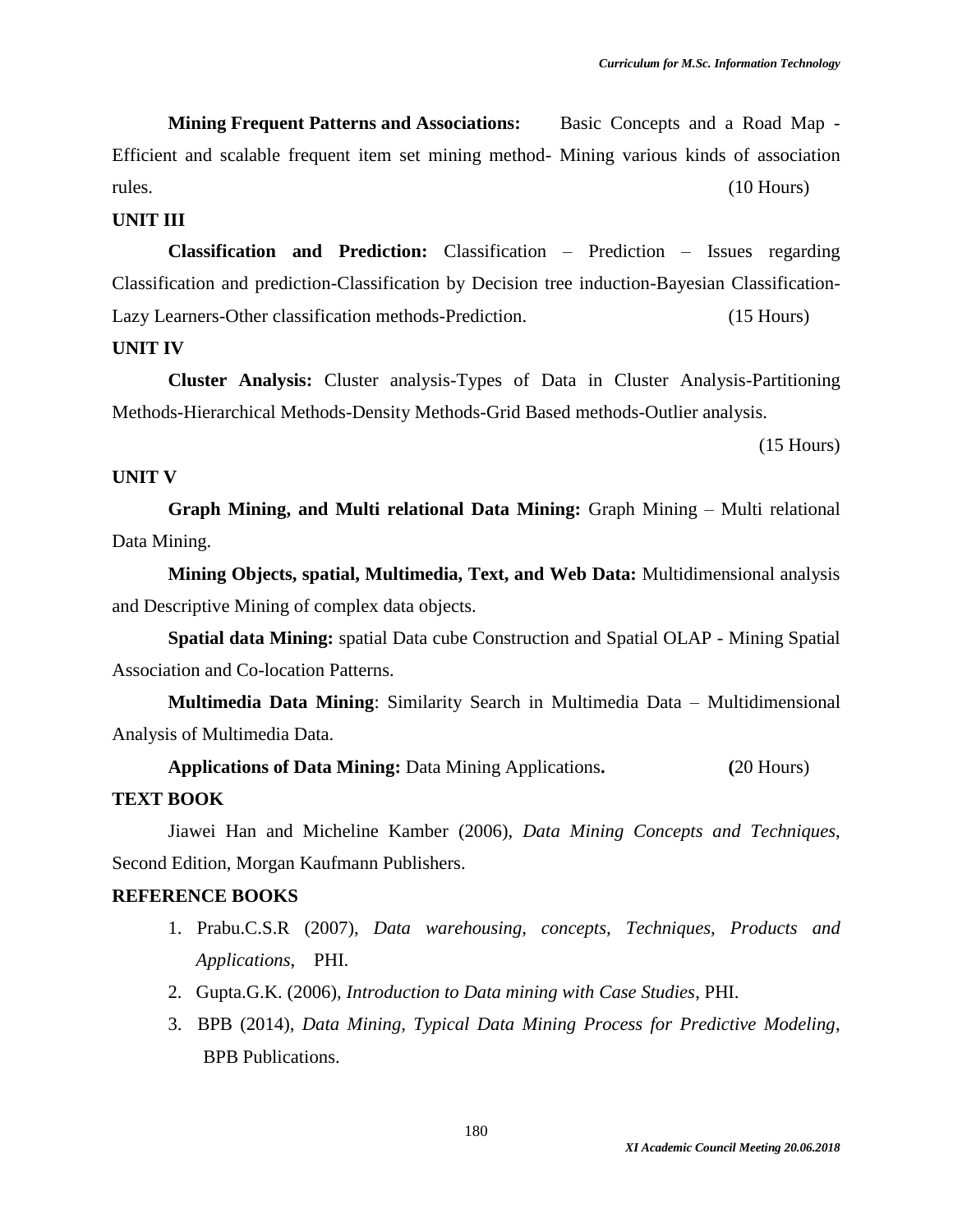**Mining Frequent Patterns and Associations:** Basic Concepts and a Road Map - Efficient and scalable frequent item set mining method- Mining various kinds of association rules. (10 Hours)

**UNIT III**

**Classification and Prediction:** Classification – Prediction – Issues regarding Classification and prediction-Classification by Decision tree induction-Bayesian Classification-Lazy Learners-Other classification methods-Prediction. (15 Hours)

**UNIT IV**

**Cluster Analysis:** Cluster analysis-Types of Data in Cluster Analysis-Partitioning Methods-Hierarchical Methods-Density Methods-Grid Based methods-Outlier analysis. (15 Hours)

**UNIT V**

**Graph Mining, and Multi relational Data Mining:** Graph Mining – Multi relational Data Mining.

**Mining Objects, spatial, Multimedia, Text, and Web Data:** Multidimensional analysis and Descriptive Mining of complex data objects.

**Spatial data Mining:** spatial Data cube Construction and Spatial OLAP - Mining Spatial Association and Co-location Patterns.

**Multimedia Data Mining**: Similarity Search in Multimedia Data – Multidimensional Analysis of Multimedia Data.

**Applications of Data Mining:** Data Mining Applications**.** **(**20 Hours)

**TEXT BOOK**

Jiawei Han and Micheline Kamber (2006), *Data Mining Concepts and Techniques*, Second Edition, Morgan Kaufmann Publishers.

**REFERENCE BOOKS**

1. Prabu.C.S.R (2007), *Data warehousing, concepts, Techniques, Products and Applications*, PHI.
2. Gupta.G.K. (2006), *Introduction to Data mining with Case Studies*, PHI.
3. BPB (2014), *Data Mining, Typical Data Mining Process for Predictive Modeling*, BPB Publications.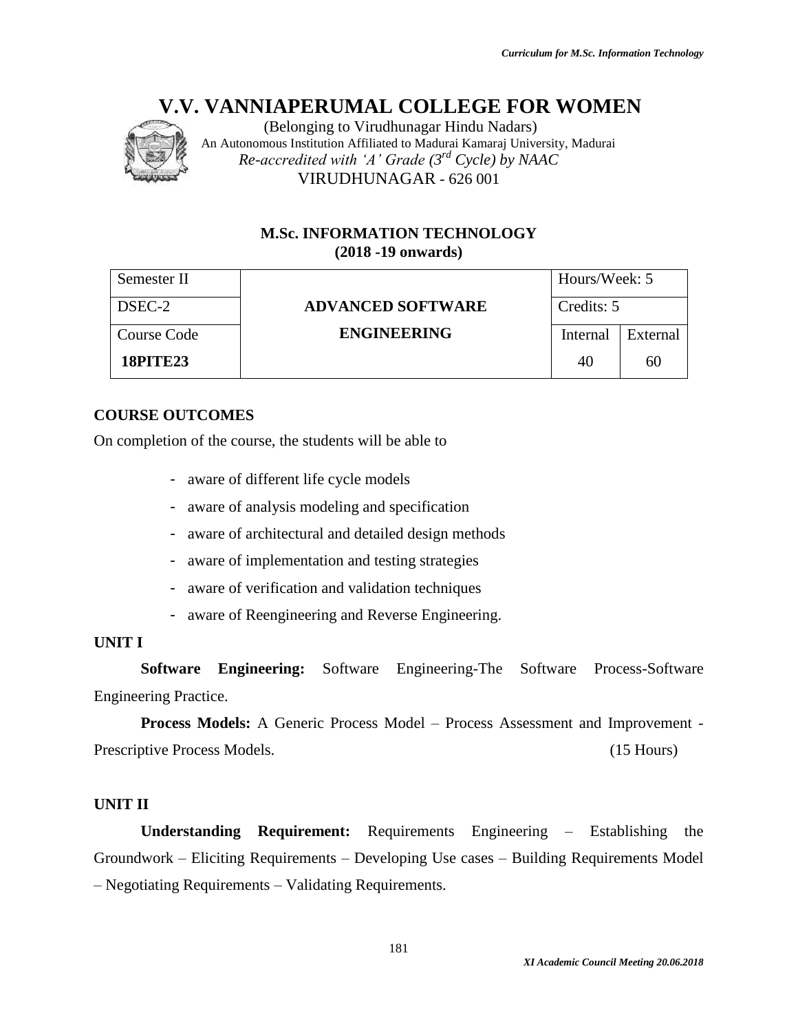# V.V. VANNIAPERUMAL COLLEGE FOR WOMEN

(Belonging to Virudhunagar Hindu Nadars)
An Autonomous Institution Affiliated to Madurai Kamaraj University, Madurai
*Re-accredited with 'A' Grade (3rd Cycle) by NAAC*
VIRUDHUNAGAR - 626 001

**M.Sc. INFORMATION TECHNOLOGY**
**(2018 -19 onwards)**

| Semester II | | Hours/Week: 5 | |
|---|---|---|---|
| DSEC-2 | **ADVANCED SOFTWARE** | Credits: 5 | |
| Course Code | **ENGINEERING** | Internal | External |
| **18PITE23** | | 40 | 60 |

**COURSE OUTCOMES**

On completion of the course, the students will be able to

- aware of different life cycle models
- aware of analysis modeling and specification
- aware of architectural and detailed design methods
- aware of implementation and testing strategies
- aware of verification and validation techniques
- aware of Reengineering and Reverse Engineering.

**UNIT I**

**Software Engineering:** Software Engineering-The Software Process-Software Engineering Practice.

**Process Models:** A Generic Process Model – Process Assessment and Improvement - Prescriptive Process Models. (15 Hours)

**UNIT II**

**Understanding Requirement:** Requirements Engineering – Establishing the Groundwork – Eliciting Requirements – Developing Use cases – Building Requirements Model – Negotiating Requirements – Validating Requirements.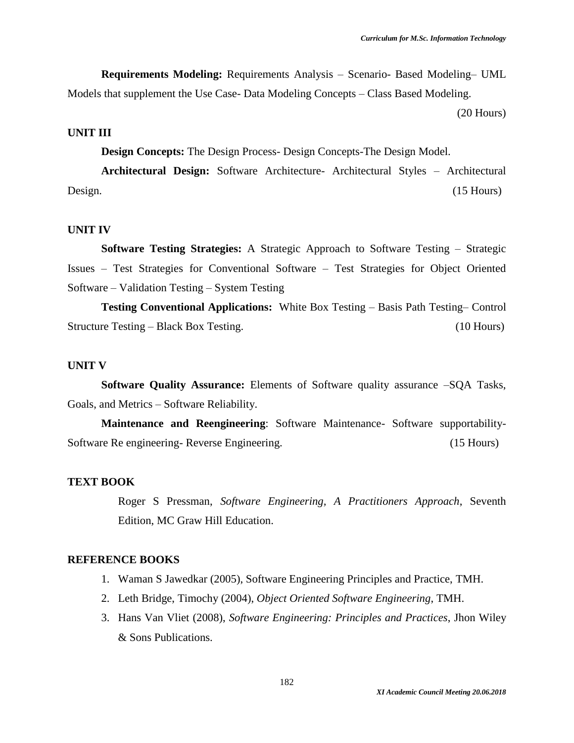**Requirements Modeling:** Requirements Analysis – Scenario- Based Modeling– UML Models that supplement the Use Case- Data Modeling Concepts – Class Based Modeling.

(20 Hours)

### UNIT III

**Design Concepts:** The Design Process- Design Concepts-The Design Model.

**Architectural Design:** Software Architecture- Architectural Styles – Architectural Design. (15 Hours)

### UNIT IV

**Software Testing Strategies:** A Strategic Approach to Software Testing – Strategic Issues – Test Strategies for Conventional Software – Test Strategies for Object Oriented Software – Validation Testing – System Testing

**Testing Conventional Applications:** White Box Testing – Basis Path Testing– Control Structure Testing – Black Box Testing. (10 Hours)

### UNIT V

**Software Quality Assurance:** Elements of Software quality assurance –SQA Tasks, Goals, and Metrics – Software Reliability.

**Maintenance and Reengineering**: Software Maintenance- Software supportability- Software Re engineering- Reverse Engineering. (15 Hours)

### TEXT BOOK

Roger S Pressman, *Software Engineering, A Practitioners Approach*, Seventh Edition, MC Graw Hill Education.

### REFERENCE BOOKS

1. Waman S Jawedkar (2005), Software Engineering Principles and Practice, TMH.
2. Leth Bridge, Timochy (2004), *Object Oriented Software Engineering*, TMH.
3. Hans Van Vliet (2008), *Software Engineering: Principles and Practices*, Jhon Wiley & Sons Publications.